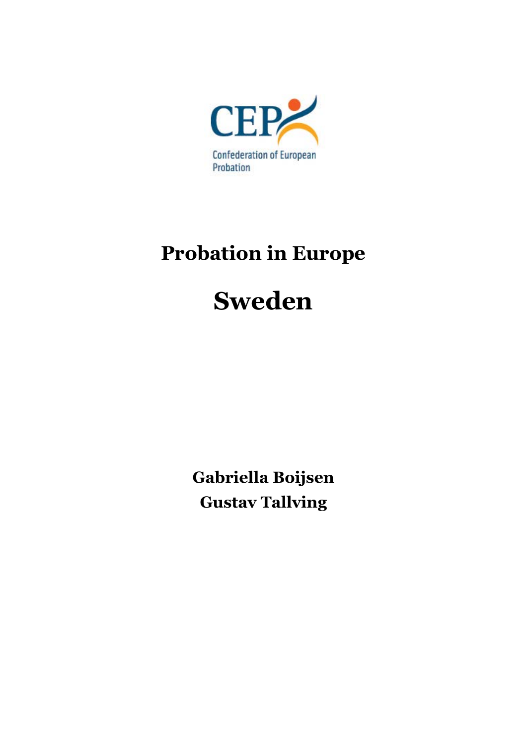CEP

Confederation of European Probation

# Probation in Europe

# Sweden

**Gabriella Boijsen**
**Gustav Tallving**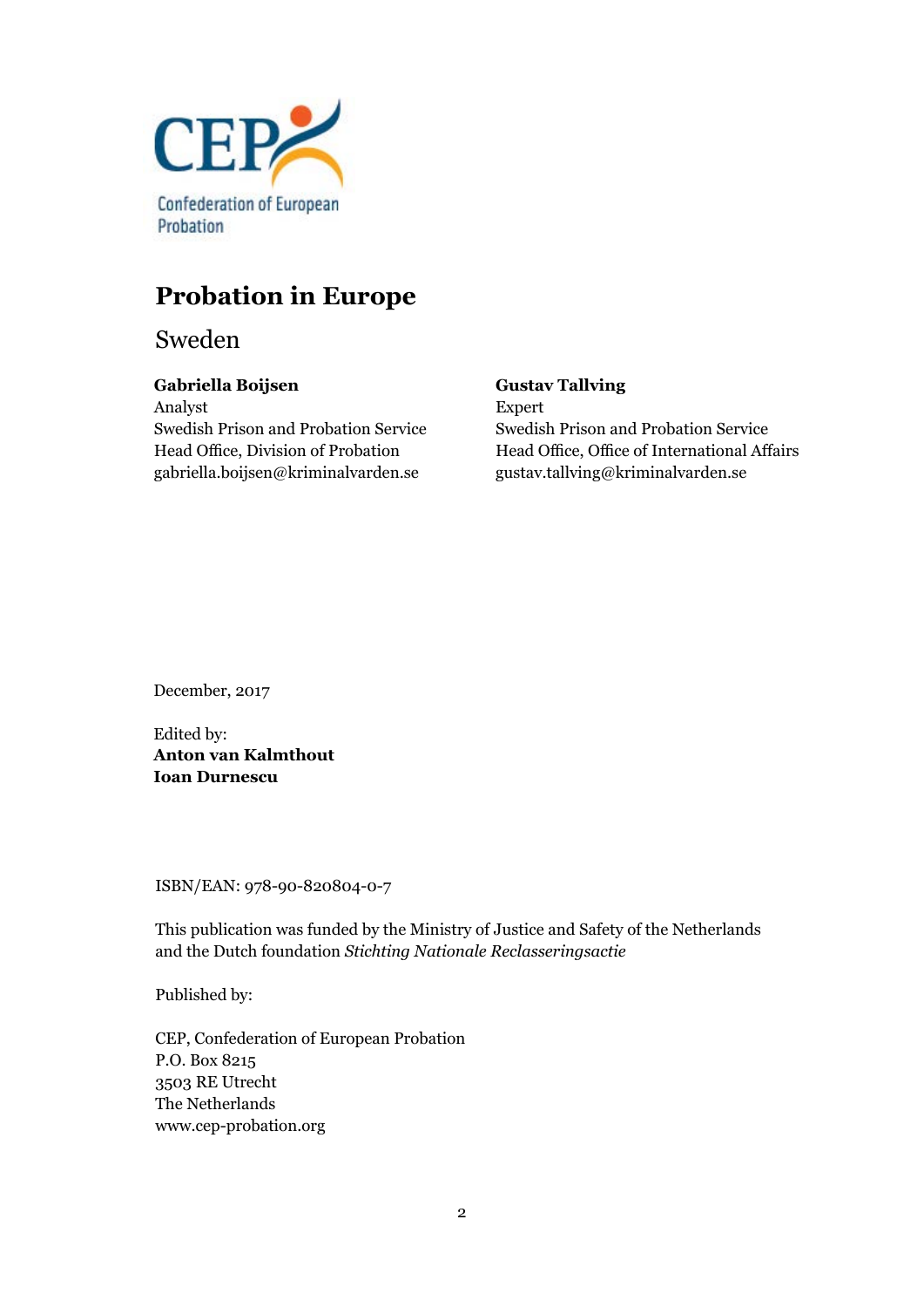CEP
Confederation of European Probation

# Probation in Europe

## Sweden

**Gabriella Boijsen**
Analyst
Swedish Prison and Probation Service
Head Office, Division of Probation
gabriella.boijsen@kriminalvarden.se

**Gustav Tallving**
Expert
Swedish Prison and Probation Service
Head Office, Office of International Affairs
gustav.tallving@kriminalvarden.se

December, 2017

Edited by:
**Anton van Kalmthout**
**Ioan Durnescu**

ISBN/EAN: 978-90-820804-0-7

This publication was funded by the Ministry of Justice and Safety of the Netherlands and the Dutch foundation *Stichting Nationale Reclasseringsactie*

Published by:

CEP, Confederation of European Probation
P.O. Box 8215
3503 RE Utrecht
The Netherlands
www.cep-probation.org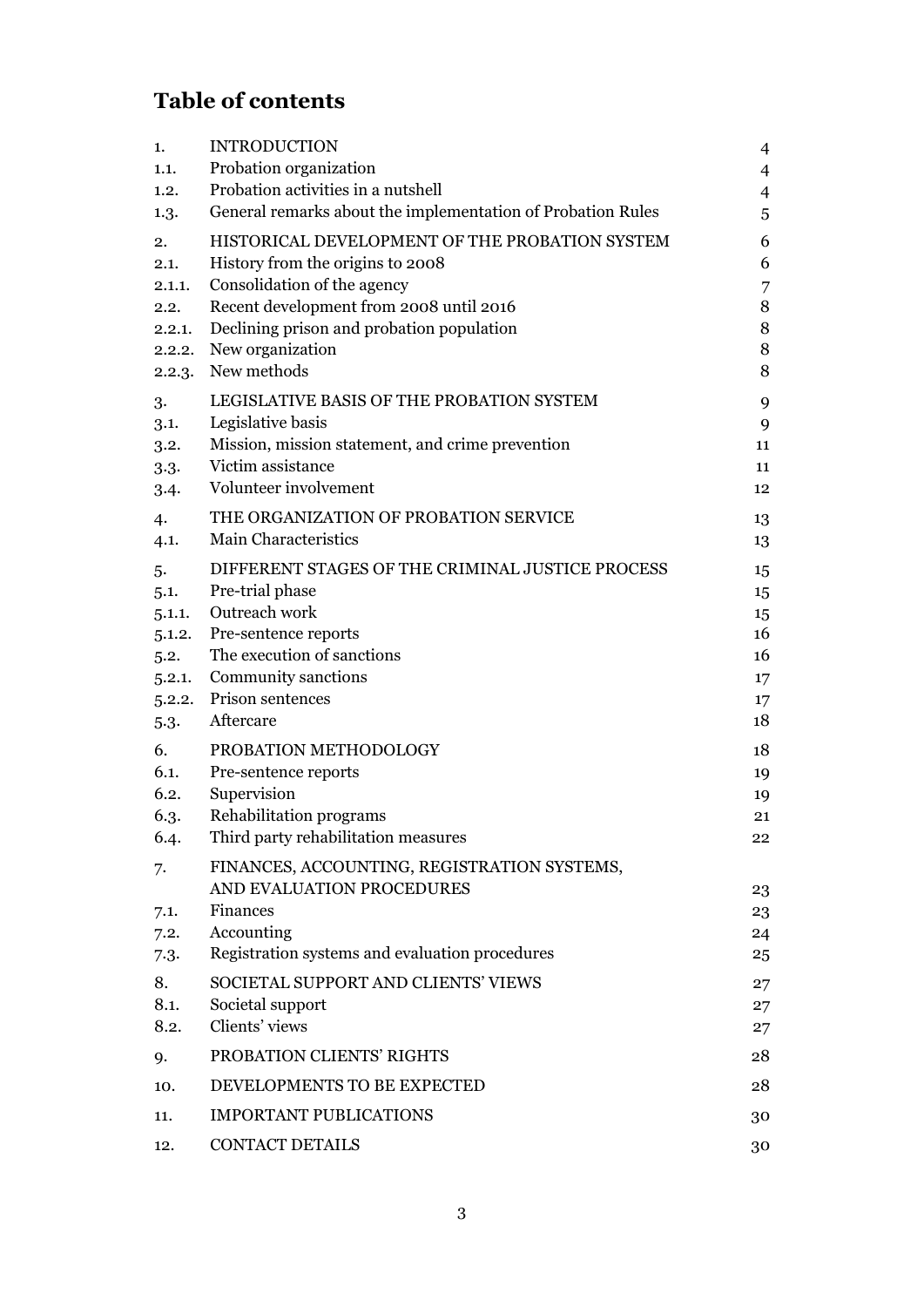# Table of contents

| | | |
|---|---|---|
| 1. | INTRODUCTION | 4 |
| 1.1. | Probation organization | 4 |
| 1.2. | Probation activities in a nutshell | 4 |
| 1.3. | General remarks about the implementation of Probation Rules | 5 |
| 2. | HISTORICAL DEVELOPMENT OF THE PROBATION SYSTEM | 6 |
| 2.1. | History from the origins to 2008 | 6 |
| 2.1.1. | Consolidation of the agency | 7 |
| 2.2. | Recent development from 2008 until 2016 | 8 |
| 2.2.1. | Declining prison and probation population | 8 |
| 2.2.2. | New organization | 8 |
| 2.2.3. | New methods | 8 |
| 3. | LEGISLATIVE BASIS OF THE PROBATION SYSTEM | 9 |
| 3.1. | Legislative basis | 9 |
| 3.2. | Mission, mission statement, and crime prevention | 11 |
| 3.3. | Victim assistance | 11 |
| 3.4. | Volunteer involvement | 12 |
| 4. | THE ORGANIZATION OF PROBATION SERVICE | 13 |
| 4.1. | Main Characteristics | 13 |
| 5. | DIFFERENT STAGES OF THE CRIMINAL JUSTICE PROCESS | 15 |
| 5.1. | Pre-trial phase | 15 |
| 5.1.1. | Outreach work | 15 |
| 5.1.2. | Pre-sentence reports | 16 |
| 5.2. | The execution of sanctions | 16 |
| 5.2.1. | Community sanctions | 17 |
| 5.2.2. | Prison sentences | 17 |
| 5.3. | Aftercare | 18 |
| 6. | PROBATION METHODOLOGY | 18 |
| 6.1. | Pre-sentence reports | 19 |
| 6.2. | Supervision | 19 |
| 6.3. | Rehabilitation programs | 21 |
| 6.4. | Third party rehabilitation measures | 22 |
| 7. | FINANCES, ACCOUNTING, REGISTRATION SYSTEMS, AND EVALUATION PROCEDURES | 23 |
| 7.1. | Finances | 23 |
| 7.2. | Accounting | 24 |
| 7.3. | Registration systems and evaluation procedures | 25 |
| 8. | SOCIETAL SUPPORT AND CLIENTS' VIEWS | 27 |
| 8.1. | Societal support | 27 |
| 8.2. | Clients' views | 27 |
| 9. | PROBATION CLIENTS' RIGHTS | 28 |
| 10. | DEVELOPMENTS TO BE EXPECTED | 28 |
| 11. | IMPORTANT PUBLICATIONS | 30 |
| 12. | CONTACT DETAILS | 30 |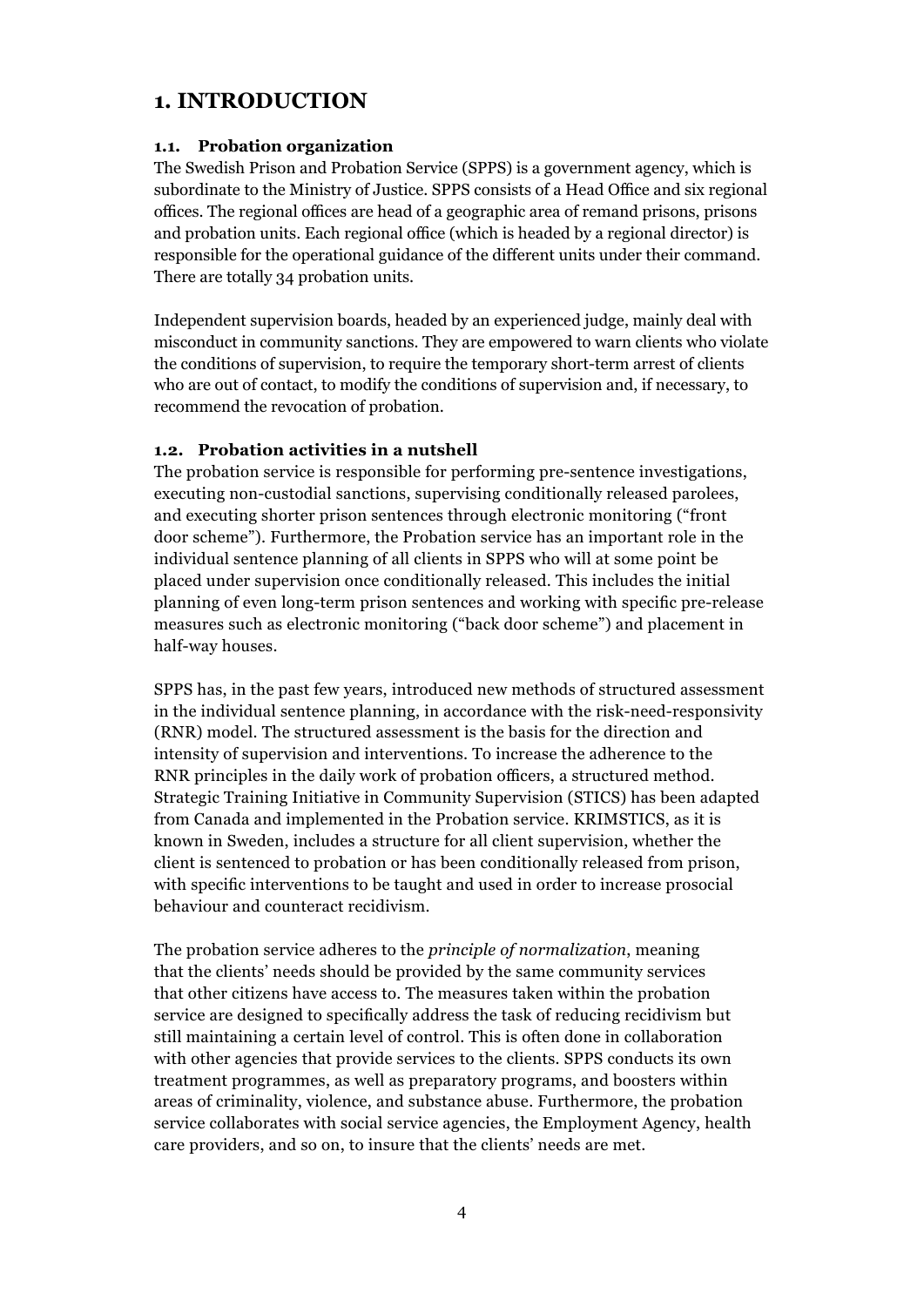# 1. INTRODUCTION

### 1.1. Probation organization

The Swedish Prison and Probation Service (SPPS) is a government agency, which is subordinate to the Ministry of Justice. SPPS consists of a Head Office and six regional offices. The regional offices are head of a geographic area of remand prisons, prisons and probation units. Each regional office (which is headed by a regional director) is responsible for the operational guidance of the different units under their command. There are totally 34 probation units.

Independent supervision boards, headed by an experienced judge, mainly deal with misconduct in community sanctions. They are empowered to warn clients who violate the conditions of supervision, to require the temporary short-term arrest of clients who are out of contact, to modify the conditions of supervision and, if necessary, to recommend the revocation of probation.

### 1.2. Probation activities in a nutshell

The probation service is responsible for performing pre-sentence investigations, executing non-custodial sanctions, supervising conditionally released parolees, and executing shorter prison sentences through electronic monitoring ("front door scheme"). Furthermore, the Probation service has an important role in the individual sentence planning of all clients in SPPS who will at some point be placed under supervision once conditionally released. This includes the initial planning of even long-term prison sentences and working with specific pre-release measures such as electronic monitoring ("back door scheme") and placement in half-way houses.

SPPS has, in the past few years, introduced new methods of structured assessment in the individual sentence planning, in accordance with the risk-need-responsivity (RNR) model. The structured assessment is the basis for the direction and intensity of supervision and interventions. To increase the adherence to the RNR principles in the daily work of probation officers, a structured method. Strategic Training Initiative in Community Supervision (STICS) has been adapted from Canada and implemented in the Probation service. KRIMSTICS, as it is known in Sweden, includes a structure for all client supervision, whether the client is sentenced to probation or has been conditionally released from prison, with specific interventions to be taught and used in order to increase prosocial behaviour and counteract recidivism.

The probation service adheres to the *principle of normalization*, meaning that the clients' needs should be provided by the same community services that other citizens have access to. The measures taken within the probation service are designed to specifically address the task of reducing recidivism but still maintaining a certain level of control. This is often done in collaboration with other agencies that provide services to the clients. SPPS conducts its own treatment programmes, as well as preparatory programs, and boosters within areas of criminality, violence, and substance abuse. Furthermore, the probation service collaborates with social service agencies, the Employment Agency, health care providers, and so on, to insure that the clients' needs are met.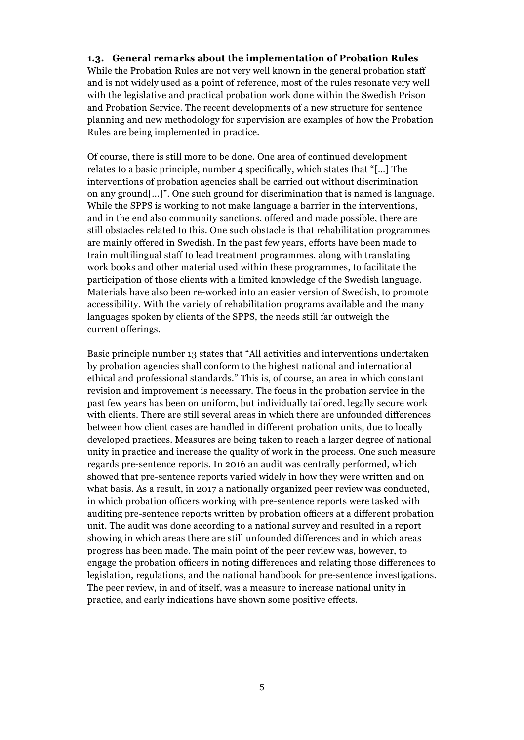### 1.3. General remarks about the implementation of Probation Rules

While the Probation Rules are not very well known in the general probation staff and is not widely used as a point of reference, most of the rules resonate very well with the legislative and practical probation work done within the Swedish Prison and Probation Service. The recent developments of a new structure for sentence planning and new methodology for supervision are examples of how the Probation Rules are being implemented in practice.

Of course, there is still more to be done. One area of continued development relates to a basic principle, number 4 specifically, which states that "[…] The interventions of probation agencies shall be carried out without discrimination on any ground[…]". One such ground for discrimination that is named is language. While the SPPS is working to not make language a barrier in the interventions, and in the end also community sanctions, offered and made possible, there are still obstacles related to this. One such obstacle is that rehabilitation programmes are mainly offered in Swedish. In the past few years, efforts have been made to train multilingual staff to lead treatment programmes, along with translating work books and other material used within these programmes, to facilitate the participation of those clients with a limited knowledge of the Swedish language. Materials have also been re-worked into an easier version of Swedish, to promote accessibility. With the variety of rehabilitation programs available and the many languages spoken by clients of the SPPS, the needs still far outweigh the current offerings.

Basic principle number 13 states that "All activities and interventions undertaken by probation agencies shall conform to the highest national and international ethical and professional standards." This is, of course, an area in which constant revision and improvement is necessary. The focus in the probation service in the past few years has been on uniform, but individually tailored, legally secure work with clients. There are still several areas in which there are unfounded differences between how client cases are handled in different probation units, due to locally developed practices. Measures are being taken to reach a larger degree of national unity in practice and increase the quality of work in the process. One such measure regards pre-sentence reports. In 2016 an audit was centrally performed, which showed that pre-sentence reports varied widely in how they were written and on what basis. As a result, in 2017 a nationally organized peer review was conducted, in which probation officers working with pre-sentence reports were tasked with auditing pre-sentence reports written by probation officers at a different probation unit. The audit was done according to a national survey and resulted in a report showing in which areas there are still unfounded differences and in which areas progress has been made. The main point of the peer review was, however, to engage the probation officers in noting differences and relating those differences to legislation, regulations, and the national handbook for pre-sentence investigations. The peer review, in and of itself, was a measure to increase national unity in practice, and early indications have shown some positive effects.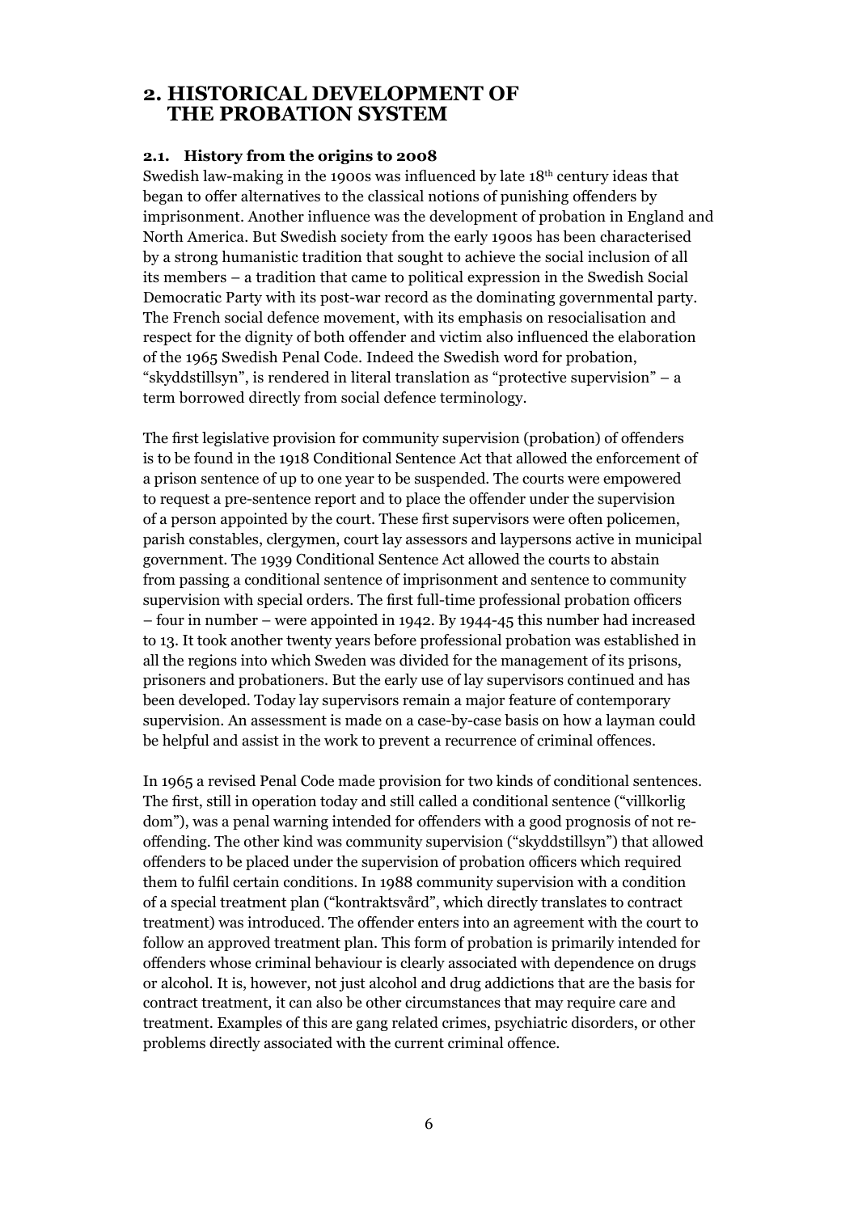## 2. HISTORICAL DEVELOPMENT OF THE PROBATION SYSTEM

### 2.1. History from the origins to 2008

Swedish law-making in the 1900s was influenced by late 18th century ideas that began to offer alternatives to the classical notions of punishing offenders by imprisonment. Another influence was the development of probation in England and North America. But Swedish society from the early 1900s has been characterised by a strong humanistic tradition that sought to achieve the social inclusion of all its members – a tradition that came to political expression in the Swedish Social Democratic Party with its post-war record as the dominating governmental party. The French social defence movement, with its emphasis on resocialisation and respect for the dignity of both offender and victim also influenced the elaboration of the 1965 Swedish Penal Code. Indeed the Swedish word for probation, "skyddstillsyn", is rendered in literal translation as "protective supervision" – a term borrowed directly from social defence terminology.

The first legislative provision for community supervision (probation) of offenders is to be found in the 1918 Conditional Sentence Act that allowed the enforcement of a prison sentence of up to one year to be suspended. The courts were empowered to request a pre-sentence report and to place the offender under the supervision of a person appointed by the court. These first supervisors were often policemen, parish constables, clergymen, court lay assessors and laypersons active in municipal government. The 1939 Conditional Sentence Act allowed the courts to abstain from passing a conditional sentence of imprisonment and sentence to community supervision with special orders. The first full-time professional probation officers – four in number – were appointed in 1942. By 1944-45 this number had increased to 13. It took another twenty years before professional probation was established in all the regions into which Sweden was divided for the management of its prisons, prisoners and probationers. But the early use of lay supervisors continued and has been developed. Today lay supervisors remain a major feature of contemporary supervision. An assessment is made on a case-by-case basis on how a layman could be helpful and assist in the work to prevent a recurrence of criminal offences.

In 1965 a revised Penal Code made provision for two kinds of conditional sentences. The first, still in operation today and still called a conditional sentence ("villkorlig dom"), was a penal warning intended for offenders with a good prognosis of not re-offending. The other kind was community supervision ("skyddstillsyn") that allowed offenders to be placed under the supervision of probation officers which required them to fulfil certain conditions. In 1988 community supervision with a condition of a special treatment plan ("kontraktsvård", which directly translates to contract treatment) was introduced. The offender enters into an agreement with the court to follow an approved treatment plan. This form of probation is primarily intended for offenders whose criminal behaviour is clearly associated with dependence on drugs or alcohol. It is, however, not just alcohol and drug addictions that are the basis for contract treatment, it can also be other circumstances that may require care and treatment. Examples of this are gang related crimes, psychiatric disorders, or other problems directly associated with the current criminal offence.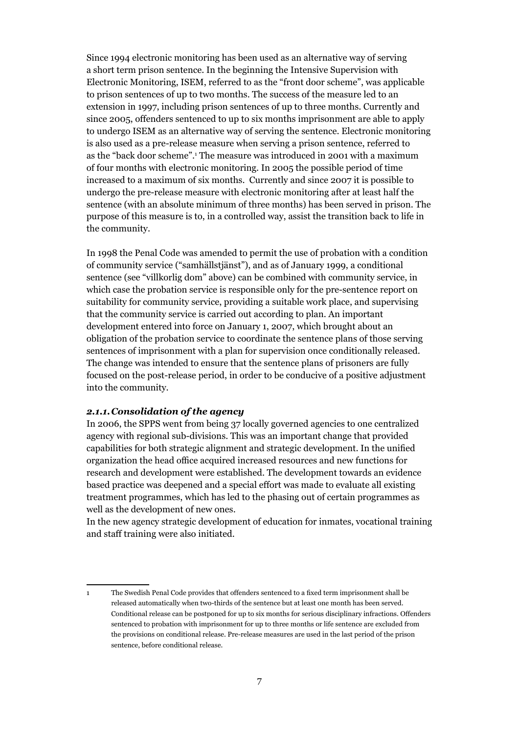Since 1994 electronic monitoring has been used as an alternative way of serving a short term prison sentence. In the beginning the Intensive Supervision with Electronic Monitoring, ISEM, referred to as the "front door scheme", was applicable to prison sentences of up to two months. The success of the measure led to an extension in 1997, including prison sentences of up to three months. Currently and since 2005, offenders sentenced to up to six months imprisonment are able to apply to undergo ISEM as an alternative way of serving the sentence. Electronic monitoring is also used as a pre-release measure when serving a prison sentence, referred to as the "back door scheme".[1] The measure was introduced in 2001 with a maximum of four months with electronic monitoring. In 2005 the possible period of time increased to a maximum of six months. Currently and since 2007 it is possible to undergo the pre-release measure with electronic monitoring after at least half the sentence (with an absolute minimum of three months) has been served in prison. The purpose of this measure is to, in a controlled way, assist the transition back to life in the community.

In 1998 the Penal Code was amended to permit the use of probation with a condition of community service ("samhällstjänst"), and as of January 1999, a conditional sentence (see "villkorlig dom" above) can be combined with community service, in which case the probation service is responsible only for the pre-sentence report on suitability for community service, providing a suitable work place, and supervising that the community service is carried out according to plan. An important development entered into force on January 1, 2007, which brought about an obligation of the probation service to coordinate the sentence plans of those serving sentences of imprisonment with a plan for supervision once conditionally released. The change was intended to ensure that the sentence plans of prisoners are fully focused on the post-release period, in order to be conducive of a positive adjustment into the community.

### *2.1.1. Consolidation of the agency*

In 2006, the SPPS went from being 37 locally governed agencies to one centralized agency with regional sub-divisions. This was an important change that provided capabilities for both strategic alignment and strategic development. In the unified organization the head office acquired increased resources and new functions for research and development were established. The development towards an evidence based practice was deepened and a special effort was made to evaluate all existing treatment programmes, which has led to the phasing out of certain programmes as well as the development of new ones.

In the new agency strategic development of education for inmates, vocational training and staff training were also initiated.

---

[1] The Swedish Penal Code provides that offenders sentenced to a fixed term imprisonment shall be released automatically when two-thirds of the sentence but at least one month has been served. Conditional release can be postponed for up to six months for serious disciplinary infractions. Offenders sentenced to probation with imprisonment for up to three months or life sentence are excluded from the provisions on conditional release. Pre-release measures are used in the last period of the prison sentence, before conditional release.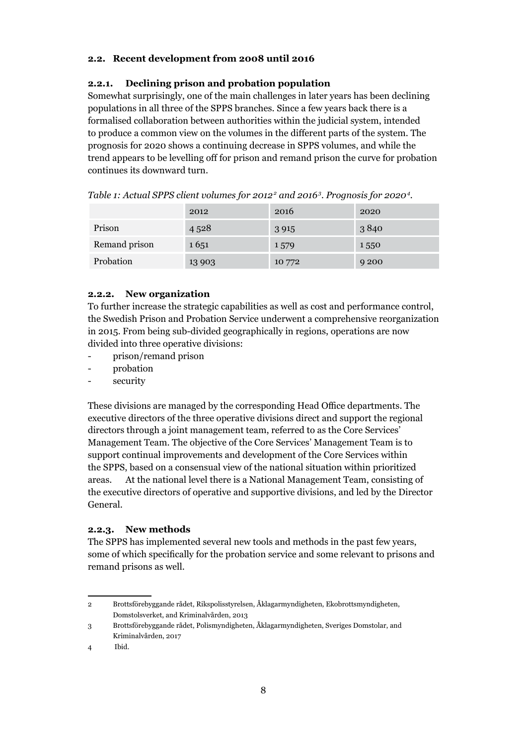## 2.2. Recent development from 2008 until 2016

### 2.2.1. Declining prison and probation population

Somewhat surprisingly, one of the main challenges in later years has been declining populations in all three of the SPPS branches. Since a few years back there is a formalised collaboration between authorities within the judicial system, intended to produce a common view on the volumes in the different parts of the system. The prognosis for 2020 shows a continuing decrease in SPPS volumes, and while the trend appears to be levelling off for prison and remand prison the curve for probation continues its downward turn.

*Table 1: Actual SPPS client volumes for 2012[2] and 2016[3]. Prognosis for 2020[4].*

| | 2012 | 2016 | 2020 |
|---|---|---|---|
| Prison | 4 528 | 3 915 | 3 840 |
| Remand prison | 1 651 | 1 579 | 1 550 |
| Probation | 13 903 | 10 772 | 9 200 |

### 2.2.2. New organization

To further increase the strategic capabilities as well as cost and performance control, the Swedish Prison and Probation Service underwent a comprehensive reorganization in 2015. From being sub-divided geographically in regions, operations are now divided into three operative divisions:

- prison/remand prison
- probation
- security

These divisions are managed by the corresponding Head Office departments. The executive directors of the three operative divisions direct and support the regional directors through a joint management team, referred to as the Core Services' Management Team. The objective of the Core Services' Management Team is to support continual improvements and development of the Core Services within the SPPS, based on a consensual view of the national situation within prioritized areas. At the national level there is a National Management Team, consisting of the executive directors of operative and supportive divisions, and led by the Director General.

### 2.2.3. New methods

The SPPS has implemented several new tools and methods in the past few years, some of which specifically for the probation service and some relevant to prisons and remand prisons as well.

---

2 Brottsförebyggande rådet, Rikspolisstyrelsen, Åklagarmyndigheten, Ekobrottsmyndigheten, Domstolsverket, and Kriminalvården, 2013

3 Brottsförebyggande rådet, Polismyndigheten, Åklagarmyndigheten, Sveriges Domstolar, and Kriminalvården, 2017

4 Ibid.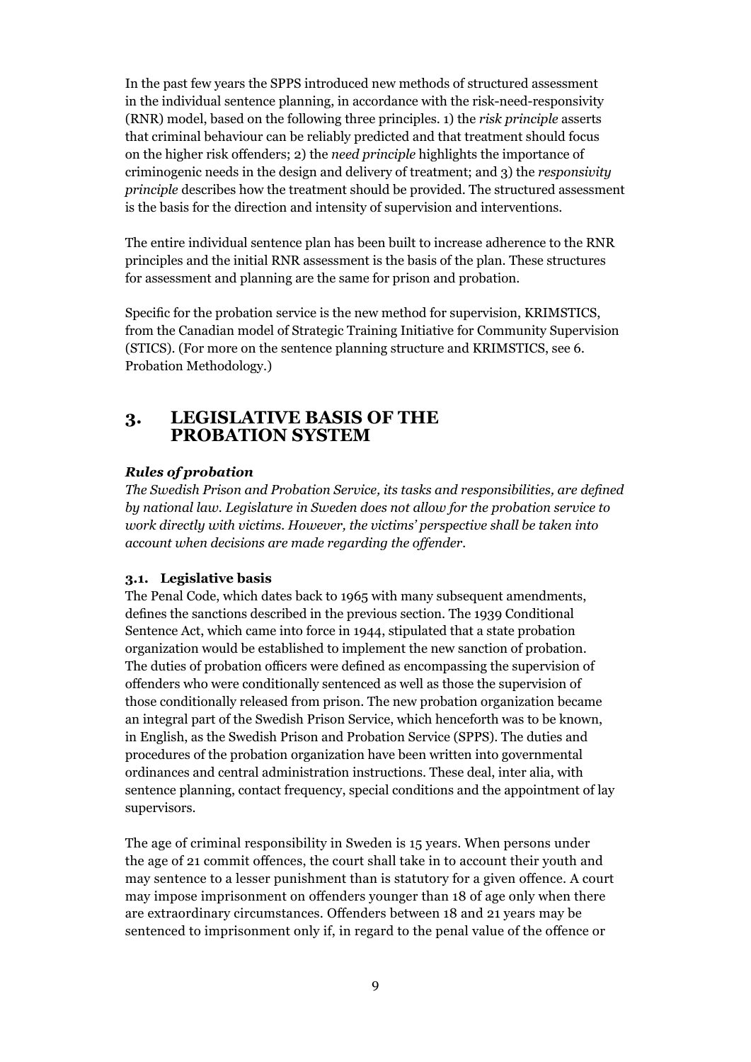In the past few years the SPPS introduced new methods of structured assessment in the individual sentence planning, in accordance with the risk-need-responsivity (RNR) model, based on the following three principles. 1) the *risk principle* asserts that criminal behaviour can be reliably predicted and that treatment should focus on the higher risk offenders; 2) the *need principle* highlights the importance of criminogenic needs in the design and delivery of treatment; and 3) the *responsivity principle* describes how the treatment should be provided. The structured assessment is the basis for the direction and intensity of supervision and interventions.

The entire individual sentence plan has been built to increase adherence to the RNR principles and the initial RNR assessment is the basis of the plan. These structures for assessment and planning are the same for prison and probation.

Specific for the probation service is the new method for supervision, KRIMSTICS, from the Canadian model of Strategic Training Initiative for Community Supervision (STICS). (For more on the sentence planning structure and KRIMSTICS, see 6. Probation Methodology.)

# 3. LEGISLATIVE BASIS OF THE PROBATION SYSTEM

***Rules of probation***

*The Swedish Prison and Probation Service, its tasks and responsibilities, are defined by national law. Legislature in Sweden does not allow for the probation service to work directly with victims. However, the victims' perspective shall be taken into account when decisions are made regarding the offender.*

### 3.1. Legislative basis

The Penal Code, which dates back to 1965 with many subsequent amendments, defines the sanctions described in the previous section. The 1939 Conditional Sentence Act, which came into force in 1944, stipulated that a state probation organization would be established to implement the new sanction of probation. The duties of probation officers were defined as encompassing the supervision of offenders who were conditionally sentenced as well as those the supervision of those conditionally released from prison. The new probation organization became an integral part of the Swedish Prison Service, which henceforth was to be known, in English, as the Swedish Prison and Probation Service (SPPS). The duties and procedures of the probation organization have been written into governmental ordinances and central administration instructions. These deal, inter alia, with sentence planning, contact frequency, special conditions and the appointment of lay supervisors.

The age of criminal responsibility in Sweden is 15 years. When persons under the age of 21 commit offences, the court shall take in to account their youth and may sentence to a lesser punishment than is statutory for a given offence. A court may impose imprisonment on offenders younger than 18 of age only when there are extraordinary circumstances. Offenders between 18 and 21 years may be sentenced to imprisonment only if, in regard to the penal value of the offence or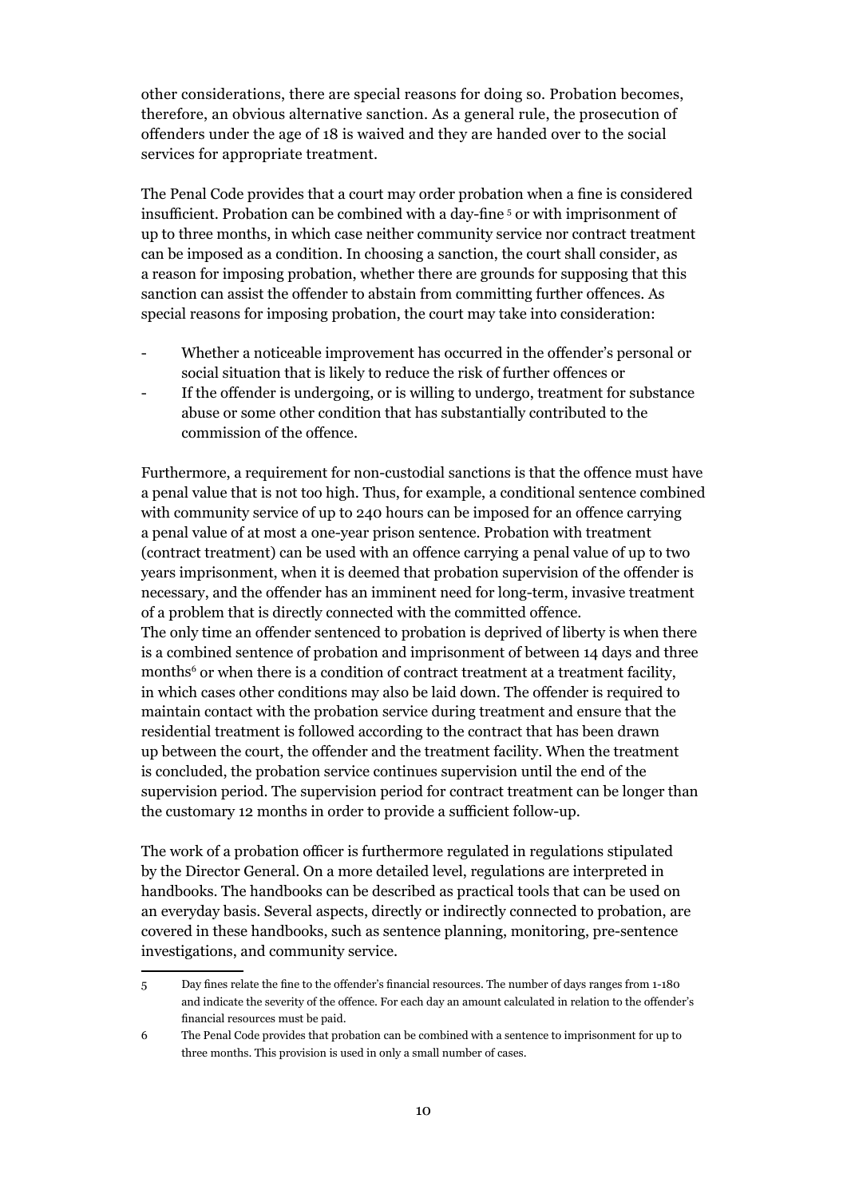other considerations, there are special reasons for doing so. Probation becomes, therefore, an obvious alternative sanction. As a general rule, the prosecution of offenders under the age of 18 is waived and they are handed over to the social services for appropriate treatment.

The Penal Code provides that a court may order probation when a fine is considered insufficient. Probation can be combined with a day-fine [5] or with imprisonment of up to three months, in which case neither community service nor contract treatment can be imposed as a condition. In choosing a sanction, the court shall consider, as a reason for imposing probation, whether there are grounds for supposing that this sanction can assist the offender to abstain from committing further offences. As special reasons for imposing probation, the court may take into consideration:

- Whether a noticeable improvement has occurred in the offender's personal or social situation that is likely to reduce the risk of further offences or
- If the offender is undergoing, or is willing to undergo, treatment for substance abuse or some other condition that has substantially contributed to the commission of the offence.

Furthermore, a requirement for non-custodial sanctions is that the offence must have a penal value that is not too high. Thus, for example, a conditional sentence combined with community service of up to 240 hours can be imposed for an offence carrying a penal value of at most a one-year prison sentence. Probation with treatment (contract treatment) can be used with an offence carrying a penal value of up to two years imprisonment, when it is deemed that probation supervision of the offender is necessary, and the offender has an imminent need for long-term, invasive treatment of a problem that is directly connected with the committed offence.
The only time an offender sentenced to probation is deprived of liberty is when there is a combined sentence of probation and imprisonment of between 14 days and three months[6] or when there is a condition of contract treatment at a treatment facility, in which cases other conditions may also be laid down. The offender is required to maintain contact with the probation service during treatment and ensure that the residential treatment is followed according to the contract that has been drawn up between the court, the offender and the treatment facility. When the treatment is concluded, the probation service continues supervision until the end of the supervision period. The supervision period for contract treatment can be longer than the customary 12 months in order to provide a sufficient follow-up.

The work of a probation officer is furthermore regulated in regulations stipulated by the Director General. On a more detailed level, regulations are interpreted in handbooks. The handbooks can be described as practical tools that can be used on an everyday basis. Several aspects, directly or indirectly connected to probation, are covered in these handbooks, such as sentence planning, monitoring, pre-sentence investigations, and community service.

---

[5] Day fines relate the fine to the offender's financial resources. The number of days ranges from 1-180 and indicate the severity of the offence. For each day an amount calculated in relation to the offender's financial resources must be paid.

[6] The Penal Code provides that probation can be combined with a sentence to imprisonment for up to three months. This provision is used in only a small number of cases.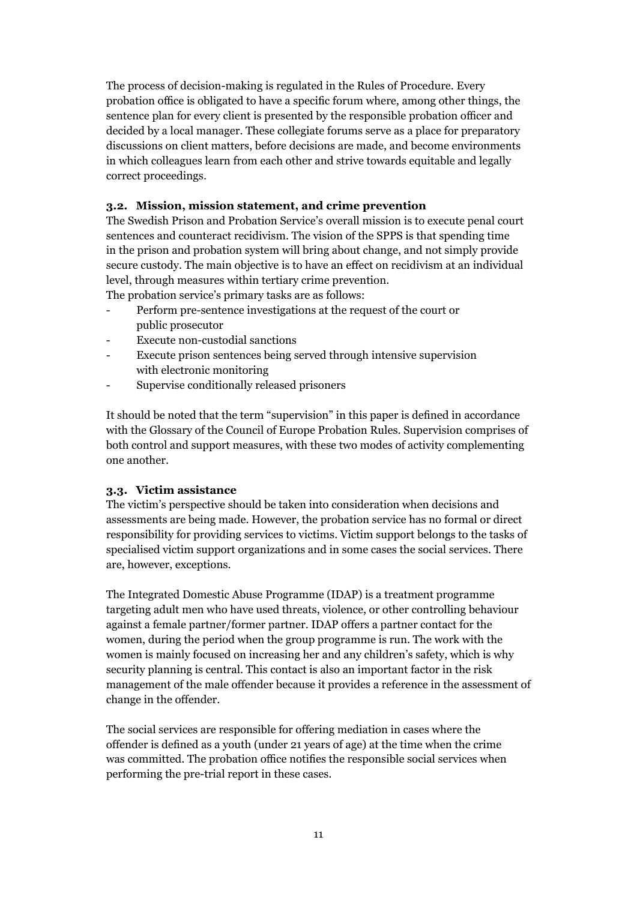The process of decision-making is regulated in the Rules of Procedure. Every probation office is obligated to have a specific forum where, among other things, the sentence plan for every client is presented by the responsible probation officer and decided by a local manager. These collegiate forums serve as a place for preparatory discussions on client matters, before decisions are made, and become environments in which colleagues learn from each other and strive towards equitable and legally correct proceedings.

### 3.2. Mission, mission statement, and crime prevention

The Swedish Prison and Probation Service's overall mission is to execute penal court sentences and counteract recidivism. The vision of the SPPS is that spending time in the prison and probation system will bring about change, and not simply provide secure custody. The main objective is to have an effect on recidivism at an individual level, through measures within tertiary crime prevention.

The probation service's primary tasks are as follows:

- Perform pre-sentence investigations at the request of the court or public prosecutor
- Execute non-custodial sanctions
- Execute prison sentences being served through intensive supervision with electronic monitoring
- Supervise conditionally released prisoners

It should be noted that the term "supervision" in this paper is defined in accordance with the Glossary of the Council of Europe Probation Rules. Supervision comprises of both control and support measures, with these two modes of activity complementing one another.

### 3.3. Victim assistance

The victim's perspective should be taken into consideration when decisions and assessments are being made. However, the probation service has no formal or direct responsibility for providing services to victims. Victim support belongs to the tasks of specialised victim support organizations and in some cases the social services. There are, however, exceptions.

The Integrated Domestic Abuse Programme (IDAP) is a treatment programme targeting adult men who have used threats, violence, or other controlling behaviour against a female partner/former partner. IDAP offers a partner contact for the women, during the period when the group programme is run. The work with the women is mainly focused on increasing her and any children's safety, which is why security planning is central. This contact is also an important factor in the risk management of the male offender because it provides a reference in the assessment of change in the offender.

The social services are responsible for offering mediation in cases where the offender is defined as a youth (under 21 years of age) at the time when the crime was committed. The probation office notifies the responsible social services when performing the pre-trial report in these cases.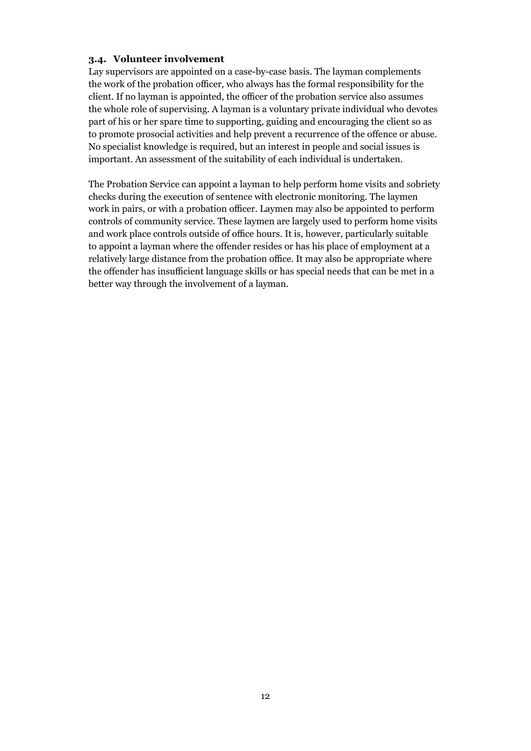### 3.4. Volunteer involvement

Lay supervisors are appointed on a case-by-case basis. The layman complements the work of the probation officer, who always has the formal responsibility for the client. If no layman is appointed, the officer of the probation service also assumes the whole role of supervising. A layman is a voluntary private individual who devotes part of his or her spare time to supporting, guiding and encouraging the client so as to promote prosocial activities and help prevent a recurrence of the offence or abuse. No specialist knowledge is required, but an interest in people and social issues is important. An assessment of the suitability of each individual is undertaken.

The Probation Service can appoint a layman to help perform home visits and sobriety checks during the execution of sentence with electronic monitoring. The laymen work in pairs, or with a probation officer. Laymen may also be appointed to perform controls of community service. These laymen are largely used to perform home visits and work place controls outside of office hours. It is, however, particularly suitable to appoint a layman where the offender resides or has his place of employment at a relatively large distance from the probation office. It may also be appropriate where the offender has insufficient language skills or has special needs that can be met in a better way through the involvement of a layman.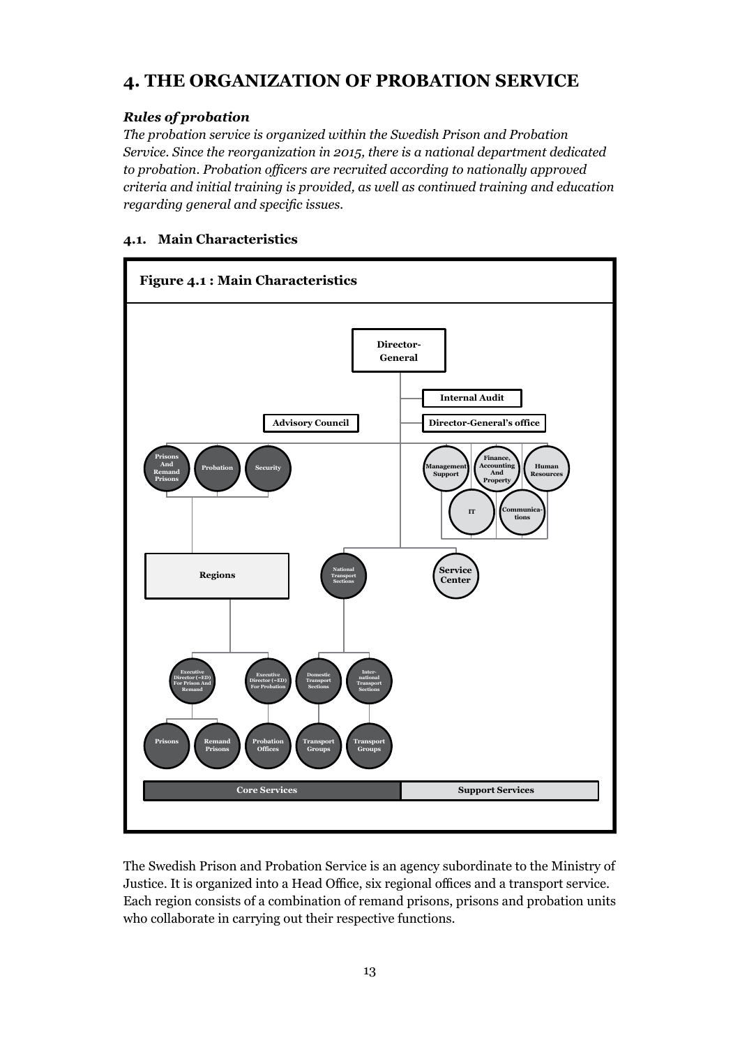# 4. THE ORGANIZATION OF PROBATION SERVICE

***Rules of probation***

*The probation service is organized within the Swedish Prison and Probation Service. Since the reorganization in 2015, there is a national department dedicated to probation. Probation officers are recruited according to nationally approved criteria and initial training is provided, as well as continued training and education regarding general and specific issues.*

## 4.1. Main Characteristics

**Figure 4.1 : Main Characteristics**

Director-General

Internal Audit

Advisory Council

Director-General's office

Prisons And Remand Prisons

Probation

Security

Management Support

Finance, Accounting And Property

Human Resources

IT

Communications

Regions

National Transport Sections

Service Center

Executive Director (=ED) For Prison And Remand

Executive Director (=ED) For Probation

Domestic Transport Sections

International Transport Sections

Prisons

Remand Prisons

Probation Offices

Transport Groups

Transport Groups

Core Services

Support Services

The Swedish Prison and Probation Service is an agency subordinate to the Ministry of Justice. It is organized into a Head Office, six regional offices and a transport service. Each region consists of a combination of remand prisons, prisons and probation units who collaborate in carrying out their respective functions.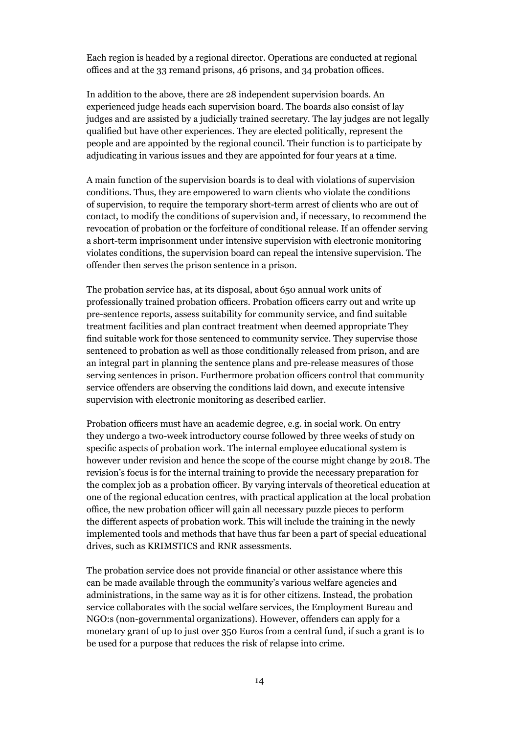Each region is headed by a regional director. Operations are conducted at regional offices and at the 33 remand prisons, 46 prisons, and 34 probation offices.

In addition to the above, there are 28 independent supervision boards. An experienced judge heads each supervision board. The boards also consist of lay judges and are assisted by a judicially trained secretary. The lay judges are not legally qualified but have other experiences. They are elected politically, represent the people and are appointed by the regional council. Their function is to participate by adjudicating in various issues and they are appointed for four years at a time.

A main function of the supervision boards is to deal with violations of supervision conditions. Thus, they are empowered to warn clients who violate the conditions of supervision, to require the temporary short-term arrest of clients who are out of contact, to modify the conditions of supervision and, if necessary, to recommend the revocation of probation or the forfeiture of conditional release. If an offender serving a short-term imprisonment under intensive supervision with electronic monitoring violates conditions, the supervision board can repeal the intensive supervision. The offender then serves the prison sentence in a prison.

The probation service has, at its disposal, about 650 annual work units of professionally trained probation officers. Probation officers carry out and write up pre-sentence reports, assess suitability for community service, and find suitable treatment facilities and plan contract treatment when deemed appropriate They find suitable work for those sentenced to community service. They supervise those sentenced to probation as well as those conditionally released from prison, and are an integral part in planning the sentence plans and pre-release measures of those serving sentences in prison. Furthermore probation officers control that community service offenders are observing the conditions laid down, and execute intensive supervision with electronic monitoring as described earlier.

Probation officers must have an academic degree, e.g. in social work. On entry they undergo a two-week introductory course followed by three weeks of study on specific aspects of probation work. The internal employee educational system is however under revision and hence the scope of the course might change by 2018. The revision's focus is for the internal training to provide the necessary preparation for the complex job as a probation officer. By varying intervals of theoretical education at one of the regional education centres, with practical application at the local probation office, the new probation officer will gain all necessary puzzle pieces to perform the different aspects of probation work. This will include the training in the newly implemented tools and methods that have thus far been a part of special educational drives, such as KRIMSTICS and RNR assessments.

The probation service does not provide financial or other assistance where this can be made available through the community's various welfare agencies and administrations, in the same way as it is for other citizens. Instead, the probation service collaborates with the social welfare services, the Employment Bureau and NGO:s (non-governmental organizations). However, offenders can apply for a monetary grant of up to just over 350 Euros from a central fund, if such a grant is to be used for a purpose that reduces the risk of relapse into crime.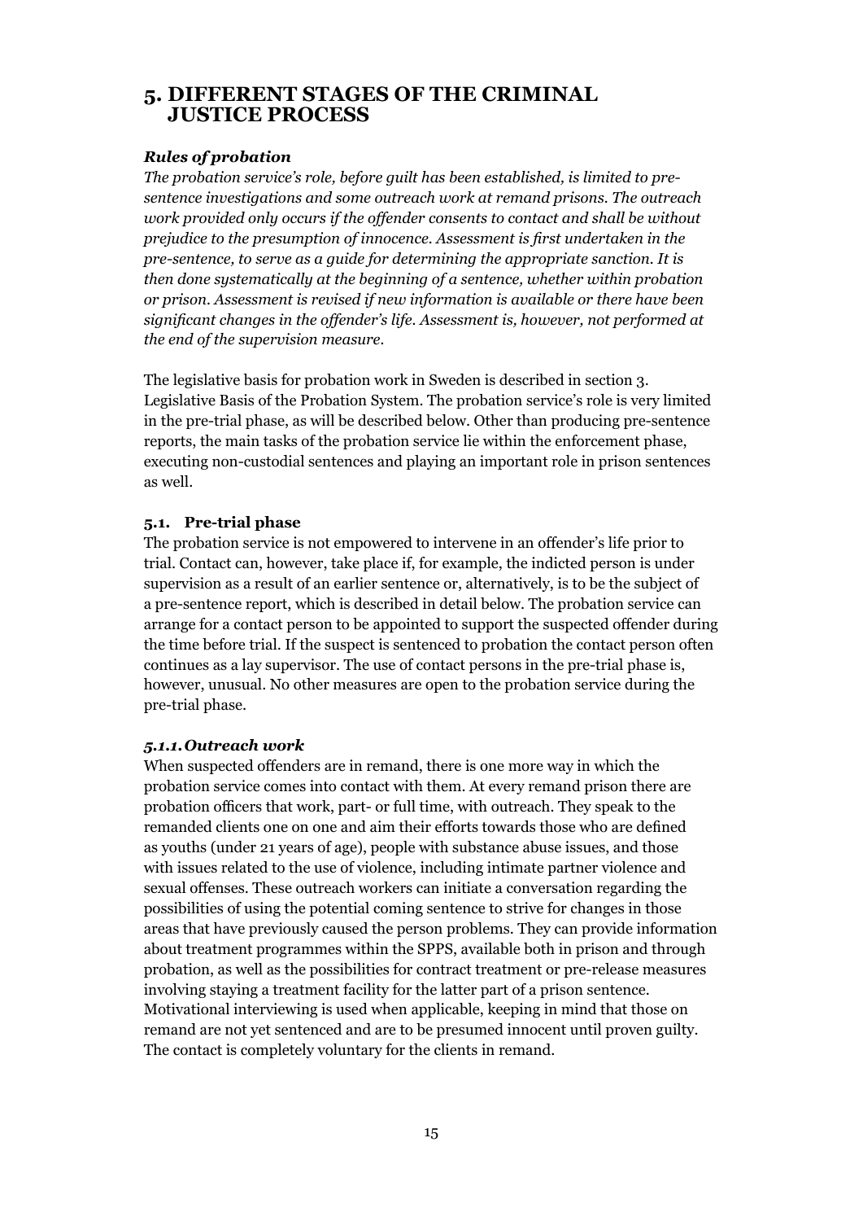# 5. DIFFERENT STAGES OF THE CRIMINAL JUSTICE PROCESS

***Rules of probation***

*The probation service's role, before guilt has been established, is limited to pre-sentence investigations and some outreach work at remand prisons. The outreach work provided only occurs if the offender consents to contact and shall be without prejudice to the presumption of innocence. Assessment is first undertaken in the pre-sentence, to serve as a guide for determining the appropriate sanction. It is then done systematically at the beginning of a sentence, whether within probation or prison. Assessment is revised if new information is available or there have been significant changes in the offender's life. Assessment is, however, not performed at the end of the supervision measure.*

The legislative basis for probation work in Sweden is described in section 3. Legislative Basis of the Probation System. The probation service's role is very limited in the pre-trial phase, as will be described below. Other than producing pre-sentence reports, the main tasks of the probation service lie within the enforcement phase, executing non-custodial sentences and playing an important role in prison sentences as well.

## 5.1. Pre-trial phase

The probation service is not empowered to intervene in an offender's life prior to trial. Contact can, however, take place if, for example, the indicted person is under supervision as a result of an earlier sentence or, alternatively, is to be the subject of a pre-sentence report, which is described in detail below. The probation service can arrange for a contact person to be appointed to support the suspected offender during the time before trial. If the suspect is sentenced to probation the contact person often continues as a lay supervisor. The use of contact persons in the pre-trial phase is, however, unusual. No other measures are open to the probation service during the pre-trial phase.

### *5.1.1. Outreach work*

When suspected offenders are in remand, there is one more way in which the probation service comes into contact with them. At every remand prison there are probation officers that work, part- or full time, with outreach. They speak to the remanded clients one on one and aim their efforts towards those who are defined as youths (under 21 years of age), people with substance abuse issues, and those with issues related to the use of violence, including intimate partner violence and sexual offenses. These outreach workers can initiate a conversation regarding the possibilities of using the potential coming sentence to strive for changes in those areas that have previously caused the person problems. They can provide information about treatment programmes within the SPPS, available both in prison and through probation, as well as the possibilities for contract treatment or pre-release measures involving staying a treatment facility for the latter part of a prison sentence. Motivational interviewing is used when applicable, keeping in mind that those on remand are not yet sentenced and are to be presumed innocent until proven guilty. The contact is completely voluntary for the clients in remand.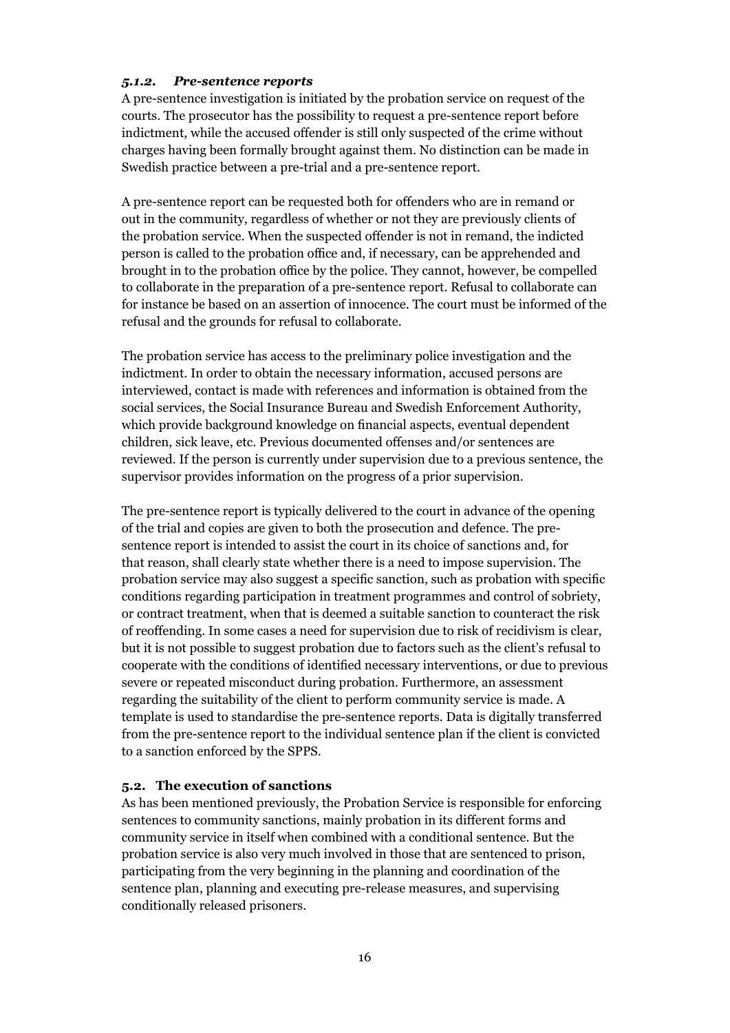### *5.1.2. Pre-sentence reports*

A pre-sentence investigation is initiated by the probation service on request of the courts. The prosecutor has the possibility to request a pre-sentence report before indictment, while the accused offender is still only suspected of the crime without charges having been formally brought against them. No distinction can be made in Swedish practice between a pre-trial and a pre-sentence report.

A pre-sentence report can be requested both for offenders who are in remand or out in the community, regardless of whether or not they are previously clients of the probation service. When the suspected offender is not in remand, the indicted person is called to the probation office and, if necessary, can be apprehended and brought in to the probation office by the police. They cannot, however, be compelled to collaborate in the preparation of a pre-sentence report. Refusal to collaborate can for instance be based on an assertion of innocence. The court must be informed of the refusal and the grounds for refusal to collaborate.

The probation service has access to the preliminary police investigation and the indictment. In order to obtain the necessary information, accused persons are interviewed, contact is made with references and information is obtained from the social services, the Social Insurance Bureau and Swedish Enforcement Authority, which provide background knowledge on financial aspects, eventual dependent children, sick leave, etc. Previous documented offenses and/or sentences are reviewed. If the person is currently under supervision due to a previous sentence, the supervisor provides information on the progress of a prior supervision.

The pre-sentence report is typically delivered to the court in advance of the opening of the trial and copies are given to both the prosecution and defence. The pre-sentence report is intended to assist the court in its choice of sanctions and, for that reason, shall clearly state whether there is a need to impose supervision. The probation service may also suggest a specific sanction, such as probation with specific conditions regarding participation in treatment programmes and control of sobriety, or contract treatment, when that is deemed a suitable sanction to counteract the risk of reoffending. In some cases a need for supervision due to risk of recidivism is clear, but it is not possible to suggest probation due to factors such as the client's refusal to cooperate with the conditions of identified necessary interventions, or due to previous severe or repeated misconduct during probation. Furthermore, an assessment regarding the suitability of the client to perform community service is made. A template is used to standardise the pre-sentence reports. Data is digitally transferred from the pre-sentence report to the individual sentence plan if the client is convicted to a sanction enforced by the SPPS.

## 5.2. The execution of sanctions

As has been mentioned previously, the Probation Service is responsible for enforcing sentences to community sanctions, mainly probation in its different forms and community service in itself when combined with a conditional sentence. But the probation service is also very much involved in those that are sentenced to prison, participating from the very beginning in the planning and coordination of the sentence plan, planning and executing pre-release measures, and supervising conditionally released prisoners.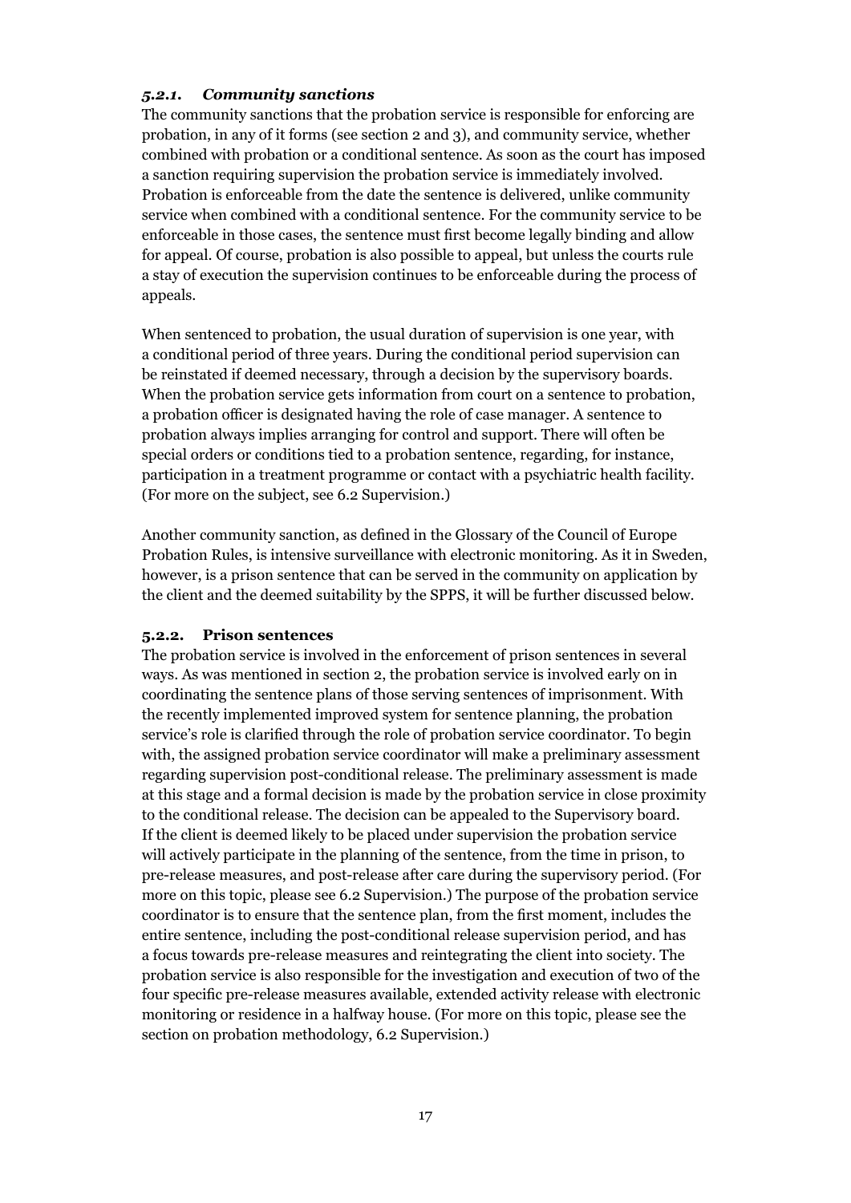### *5.2.1. Community sanctions*

The community sanctions that the probation service is responsible for enforcing are probation, in any of it forms (see section 2 and 3), and community service, whether combined with probation or a conditional sentence. As soon as the court has imposed a sanction requiring supervision the probation service is immediately involved. Probation is enforceable from the date the sentence is delivered, unlike community service when combined with a conditional sentence. For the community service to be enforceable in those cases, the sentence must first become legally binding and allow for appeal. Of course, probation is also possible to appeal, but unless the courts rule a stay of execution the supervision continues to be enforceable during the process of appeals.

When sentenced to probation, the usual duration of supervision is one year, with a conditional period of three years. During the conditional period supervision can be reinstated if deemed necessary, through a decision by the supervisory boards. When the probation service gets information from court on a sentence to probation, a probation officer is designated having the role of case manager. A sentence to probation always implies arranging for control and support. There will often be special orders or conditions tied to a probation sentence, regarding, for instance, participation in a treatment programme or contact with a psychiatric health facility. (For more on the subject, see 6.2 Supervision.)

Another community sanction, as defined in the Glossary of the Council of Europe Probation Rules, is intensive surveillance with electronic monitoring. As it in Sweden, however, is a prison sentence that can be served in the community on application by the client and the deemed suitability by the SPPS, it will be further discussed below.

### 5.2.2. Prison sentences

The probation service is involved in the enforcement of prison sentences in several ways. As was mentioned in section 2, the probation service is involved early on in coordinating the sentence plans of those serving sentences of imprisonment. With the recently implemented improved system for sentence planning, the probation service's role is clarified through the role of probation service coordinator. To begin with, the assigned probation service coordinator will make a preliminary assessment regarding supervision post-conditional release. The preliminary assessment is made at this stage and a formal decision is made by the probation service in close proximity to the conditional release. The decision can be appealed to the Supervisory board. If the client is deemed likely to be placed under supervision the probation service will actively participate in the planning of the sentence, from the time in prison, to pre-release measures, and post-release after care during the supervisory period. (For more on this topic, please see 6.2 Supervision.) The purpose of the probation service coordinator is to ensure that the sentence plan, from the first moment, includes the entire sentence, including the post-conditional release supervision period, and has a focus towards pre-release measures and reintegrating the client into society. The probation service is also responsible for the investigation and execution of two of the four specific pre-release measures available, extended activity release with electronic monitoring or residence in a halfway house. (For more on this topic, please see the section on probation methodology, 6.2 Supervision.)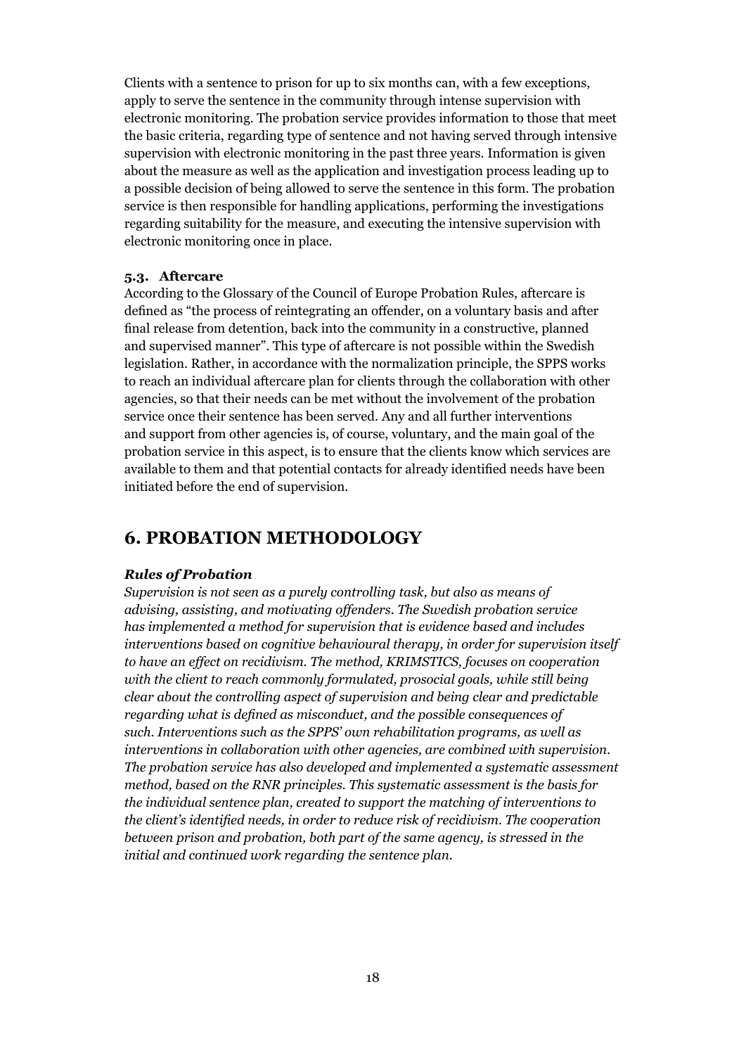Clients with a sentence to prison for up to six months can, with a few exceptions, apply to serve the sentence in the community through intense supervision with electronic monitoring. The probation service provides information to those that meet the basic criteria, regarding type of sentence and not having served through intensive supervision with electronic monitoring in the past three years. Information is given about the measure as well as the application and investigation process leading up to a possible decision of being allowed to serve the sentence in this form. The probation service is then responsible for handling applications, performing the investigations regarding suitability for the measure, and executing the intensive supervision with electronic monitoring once in place.

### 5.3. Aftercare

According to the Glossary of the Council of Europe Probation Rules, aftercare is defined as "the process of reintegrating an offender, on a voluntary basis and after final release from detention, back into the community in a constructive, planned and supervised manner". This type of aftercare is not possible within the Swedish legislation. Rather, in accordance with the normalization principle, the SPPS works to reach an individual aftercare plan for clients through the collaboration with other agencies, so that their needs can be met without the involvement of the probation service once their sentence has been served. Any and all further interventions and support from other agencies is, of course, voluntary, and the main goal of the probation service in this aspect, is to ensure that the clients know which services are available to them and that potential contacts for already identified needs have been initiated before the end of supervision.

## 6. PROBATION METHODOLOGY

***Rules of Probation***

*Supervision is not seen as a purely controlling task, but also as means of advising, assisting, and motivating offenders. The Swedish probation service has implemented a method for supervision that is evidence based and includes interventions based on cognitive behavioural therapy, in order for supervision itself to have an effect on recidivism. The method, KRIMSTICS, focuses on cooperation with the client to reach commonly formulated, prosocial goals, while still being clear about the controlling aspect of supervision and being clear and predictable regarding what is defined as misconduct, and the possible consequences of such. Interventions such as the SPPS' own rehabilitation programs, as well as interventions in collaboration with other agencies, are combined with supervision. The probation service has also developed and implemented a systematic assessment method, based on the RNR principles. This systematic assessment is the basis for the individual sentence plan, created to support the matching of interventions to the client's identified needs, in order to reduce risk of recidivism. The cooperation between prison and probation, both part of the same agency, is stressed in the initial and continued work regarding the sentence plan.*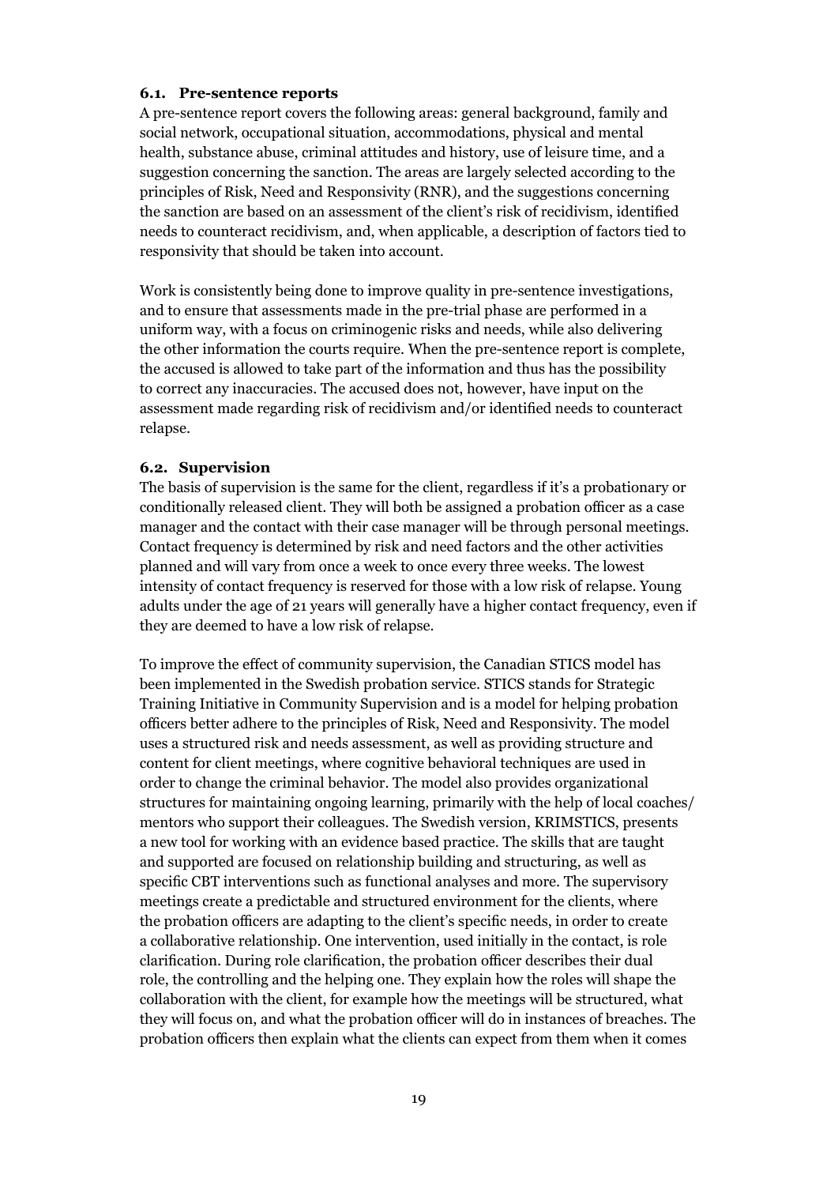### 6.1. Pre-sentence reports

A pre-sentence report covers the following areas: general background, family and social network, occupational situation, accommodations, physical and mental health, substance abuse, criminal attitudes and history, use of leisure time, and a suggestion concerning the sanction. The areas are largely selected according to the principles of Risk, Need and Responsivity (RNR), and the suggestions concerning the sanction are based on an assessment of the client's risk of recidivism, identified needs to counteract recidivism, and, when applicable, a description of factors tied to responsivity that should be taken into account.

Work is consistently being done to improve quality in pre-sentence investigations, and to ensure that assessments made in the pre-trial phase are performed in a uniform way, with a focus on criminogenic risks and needs, while also delivering the other information the courts require. When the pre-sentence report is complete, the accused is allowed to take part of the information and thus has the possibility to correct any inaccuracies. The accused does not, however, have input on the assessment made regarding risk of recidivism and/or identified needs to counteract relapse.

### 6.2. Supervision

The basis of supervision is the same for the client, regardless if it's a probationary or conditionally released client. They will both be assigned a probation officer as a case manager and the contact with their case manager will be through personal meetings. Contact frequency is determined by risk and need factors and the other activities planned and will vary from once a week to once every three weeks. The lowest intensity of contact frequency is reserved for those with a low risk of relapse. Young adults under the age of 21 years will generally have a higher contact frequency, even if they are deemed to have a low risk of relapse.

To improve the effect of community supervision, the Canadian STICS model has been implemented in the Swedish probation service. STICS stands for Strategic Training Initiative in Community Supervision and is a model for helping probation officers better adhere to the principles of Risk, Need and Responsivity. The model uses a structured risk and needs assessment, as well as providing structure and content for client meetings, where cognitive behavioral techniques are used in order to change the criminal behavior. The model also provides organizational structures for maintaining ongoing learning, primarily with the help of local coaches/ mentors who support their colleagues. The Swedish version, KRIMSTICS, presents a new tool for working with an evidence based practice. The skills that are taught and supported are focused on relationship building and structuring, as well as specific CBT interventions such as functional analyses and more. The supervisory meetings create a predictable and structured environment for the clients, where the probation officers are adapting to the client's specific needs, in order to create a collaborative relationship. One intervention, used initially in the contact, is role clarification. During role clarification, the probation officer describes their dual role, the controlling and the helping one. They explain how the roles will shape the collaboration with the client, for example how the meetings will be structured, what they will focus on, and what the probation officer will do in instances of breaches. The probation officers then explain what the clients can expect from them when it comes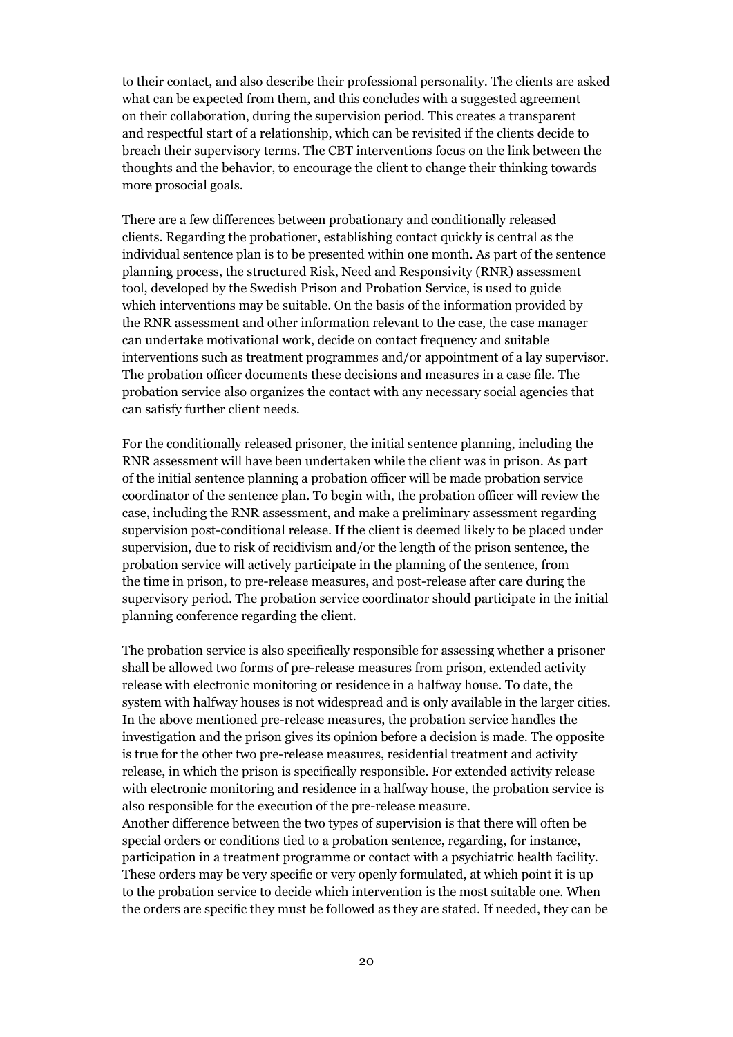to their contact, and also describe their professional personality. The clients are asked what can be expected from them, and this concludes with a suggested agreement on their collaboration, during the supervision period. This creates a transparent and respectful start of a relationship, which can be revisited if the clients decide to breach their supervisory terms. The CBT interventions focus on the link between the thoughts and the behavior, to encourage the client to change their thinking towards more prosocial goals.

There are a few differences between probationary and conditionally released clients. Regarding the probationer, establishing contact quickly is central as the individual sentence plan is to be presented within one month. As part of the sentence planning process, the structured Risk, Need and Responsivity (RNR) assessment tool, developed by the Swedish Prison and Probation Service, is used to guide which interventions may be suitable. On the basis of the information provided by the RNR assessment and other information relevant to the case, the case manager can undertake motivational work, decide on contact frequency and suitable interventions such as treatment programmes and/or appointment of a lay supervisor. The probation officer documents these decisions and measures in a case file. The probation service also organizes the contact with any necessary social agencies that can satisfy further client needs.

For the conditionally released prisoner, the initial sentence planning, including the RNR assessment will have been undertaken while the client was in prison. As part of the initial sentence planning a probation officer will be made probation service coordinator of the sentence plan. To begin with, the probation officer will review the case, including the RNR assessment, and make a preliminary assessment regarding supervision post-conditional release. If the client is deemed likely to be placed under supervision, due to risk of recidivism and/or the length of the prison sentence, the probation service will actively participate in the planning of the sentence, from the time in prison, to pre-release measures, and post-release after care during the supervisory period. The probation service coordinator should participate in the initial planning conference regarding the client.

The probation service is also specifically responsible for assessing whether a prisoner shall be allowed two forms of pre-release measures from prison, extended activity release with electronic monitoring or residence in a halfway house. To date, the system with halfway houses is not widespread and is only available in the larger cities. In the above mentioned pre-release measures, the probation service handles the investigation and the prison gives its opinion before a decision is made. The opposite is true for the other two pre-release measures, residential treatment and activity release, in which the prison is specifically responsible. For extended activity release with electronic monitoring and residence in a halfway house, the probation service is also responsible for the execution of the pre-release measure.
Another difference between the two types of supervision is that there will often be special orders or conditions tied to a probation sentence, regarding, for instance, participation in a treatment programme or contact with a psychiatric health facility. These orders may be very specific or very openly formulated, at which point it is up to the probation service to decide which intervention is the most suitable one. When the orders are specific they must be followed as they are stated. If needed, they can be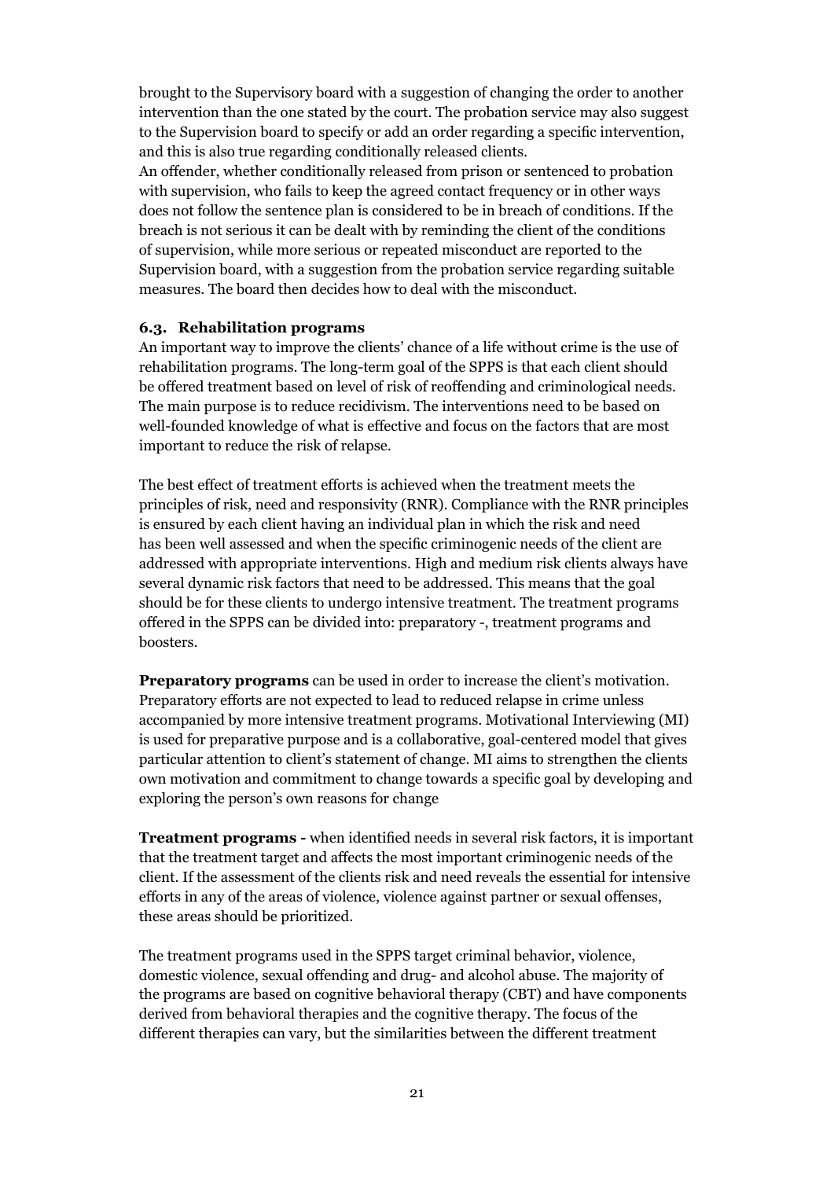brought to the Supervisory board with a suggestion of changing the order to another intervention than the one stated by the court. The probation service may also suggest to the Supervision board to specify or add an order regarding a specific intervention, and this is also true regarding conditionally released clients.
An offender, whether conditionally released from prison or sentenced to probation with supervision, who fails to keep the agreed contact frequency or in other ways does not follow the sentence plan is considered to be in breach of conditions. If the breach is not serious it can be dealt with by reminding the client of the conditions of supervision, while more serious or repeated misconduct are reported to the Supervision board, with a suggestion from the probation service regarding suitable measures. The board then decides how to deal with the misconduct.

### 6.3. Rehabilitation programs

An important way to improve the clients' chance of a life without crime is the use of rehabilitation programs. The long-term goal of the SPPS is that each client should be offered treatment based on level of risk of reoffending and criminological needs. The main purpose is to reduce recidivism. The interventions need to be based on well-founded knowledge of what is effective and focus on the factors that are most important to reduce the risk of relapse.

The best effect of treatment efforts is achieved when the treatment meets the principles of risk, need and responsivity (RNR). Compliance with the RNR principles is ensured by each client having an individual plan in which the risk and need has been well assessed and when the specific criminogenic needs of the client are addressed with appropriate interventions. High and medium risk clients always have several dynamic risk factors that need to be addressed. This means that the goal should be for these clients to undergo intensive treatment. The treatment programs offered in the SPPS can be divided into: preparatory -, treatment programs and boosters.

**Preparatory programs** can be used in order to increase the client's motivation. Preparatory efforts are not expected to lead to reduced relapse in crime unless accompanied by more intensive treatment programs. Motivational Interviewing (MI) is used for preparative purpose and is a collaborative, goal-centered model that gives particular attention to client's statement of change. MI aims to strengthen the clients own motivation and commitment to change towards a specific goal by developing and exploring the person's own reasons for change

**Treatment programs -** when identified needs in several risk factors, it is important that the treatment target and affects the most important criminogenic needs of the client. If the assessment of the clients risk and need reveals the essential for intensive efforts in any of the areas of violence, violence against partner or sexual offenses, these areas should be prioritized.

The treatment programs used in the SPPS target criminal behavior, violence, domestic violence, sexual offending and drug- and alcohol abuse. The majority of the programs are based on cognitive behavioral therapy (CBT) and have components derived from behavioral therapies and the cognitive therapy. The focus of the different therapies can vary, but the similarities between the different treatment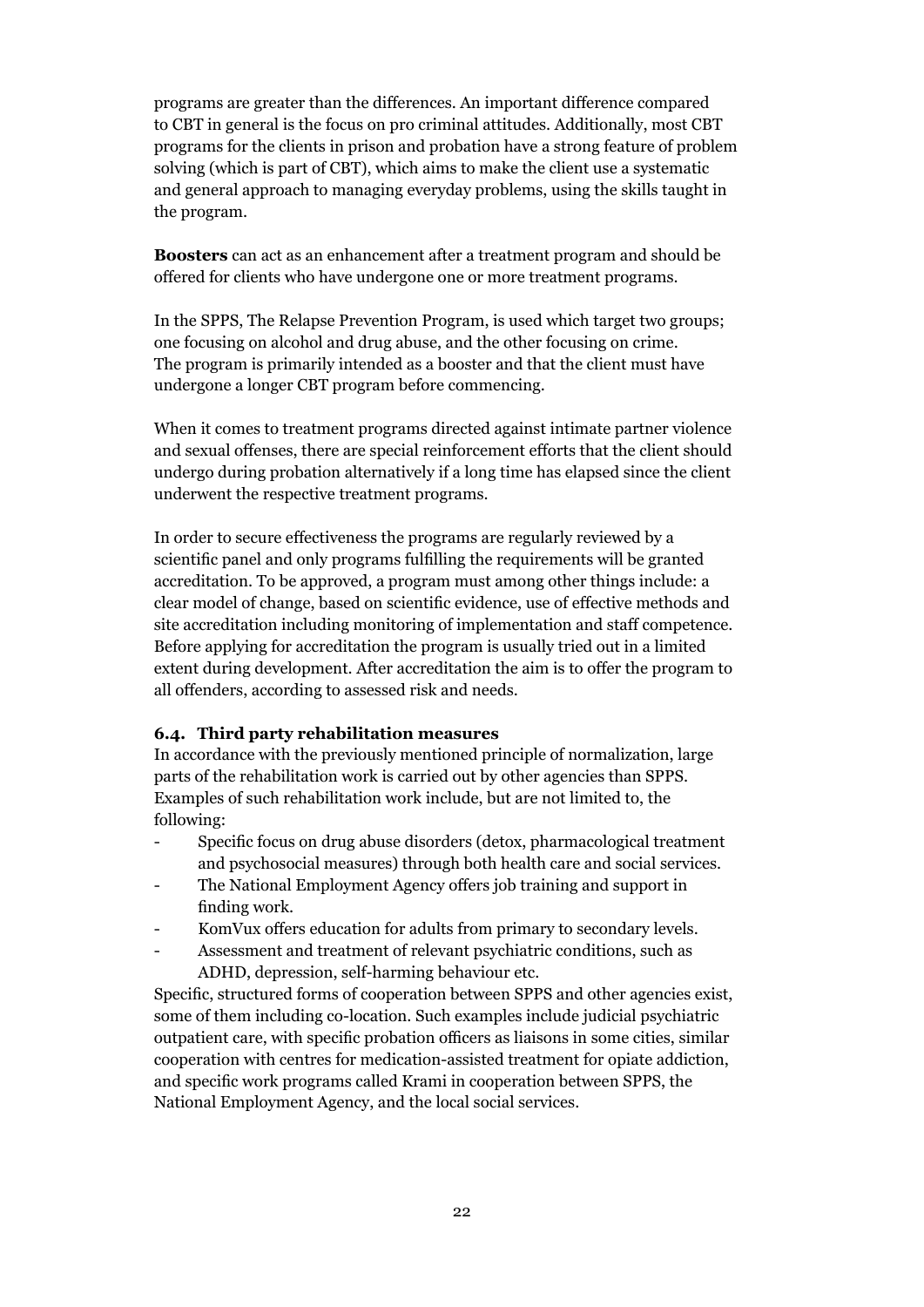programs are greater than the differences. An important difference compared to CBT in general is the focus on pro criminal attitudes. Additionally, most CBT programs for the clients in prison and probation have a strong feature of problem solving (which is part of CBT), which aims to make the client use a systematic and general approach to managing everyday problems, using the skills taught in the program.

**Boosters** can act as an enhancement after a treatment program and should be offered for clients who have undergone one or more treatment programs.

In the SPPS, The Relapse Prevention Program, is used which target two groups; one focusing on alcohol and drug abuse, and the other focusing on crime. The program is primarily intended as a booster and that the client must have undergone a longer CBT program before commencing.

When it comes to treatment programs directed against intimate partner violence and sexual offenses, there are special reinforcement efforts that the client should undergo during probation alternatively if a long time has elapsed since the client underwent the respective treatment programs.

In order to secure effectiveness the programs are regularly reviewed by a scientific panel and only programs fulfilling the requirements will be granted accreditation. To be approved, a program must among other things include: a clear model of change, based on scientific evidence, use of effective methods and site accreditation including monitoring of implementation and staff competence. Before applying for accreditation the program is usually tried out in a limited extent during development. After accreditation the aim is to offer the program to all offenders, according to assessed risk and needs.

### 6.4. Third party rehabilitation measures

In accordance with the previously mentioned principle of normalization, large parts of the rehabilitation work is carried out by other agencies than SPPS. Examples of such rehabilitation work include, but are not limited to, the following:

- Specific focus on drug abuse disorders (detox, pharmacological treatment and psychosocial measures) through both health care and social services.
- The National Employment Agency offers job training and support in finding work.
- KomVux offers education for adults from primary to secondary levels.
- Assessment and treatment of relevant psychiatric conditions, such as ADHD, depression, self-harming behaviour etc.

Specific, structured forms of cooperation between SPPS and other agencies exist, some of them including co-location. Such examples include judicial psychiatric outpatient care, with specific probation officers as liaisons in some cities, similar cooperation with centres for medication-assisted treatment for opiate addiction, and specific work programs called Krami in cooperation between SPPS, the National Employment Agency, and the local social services.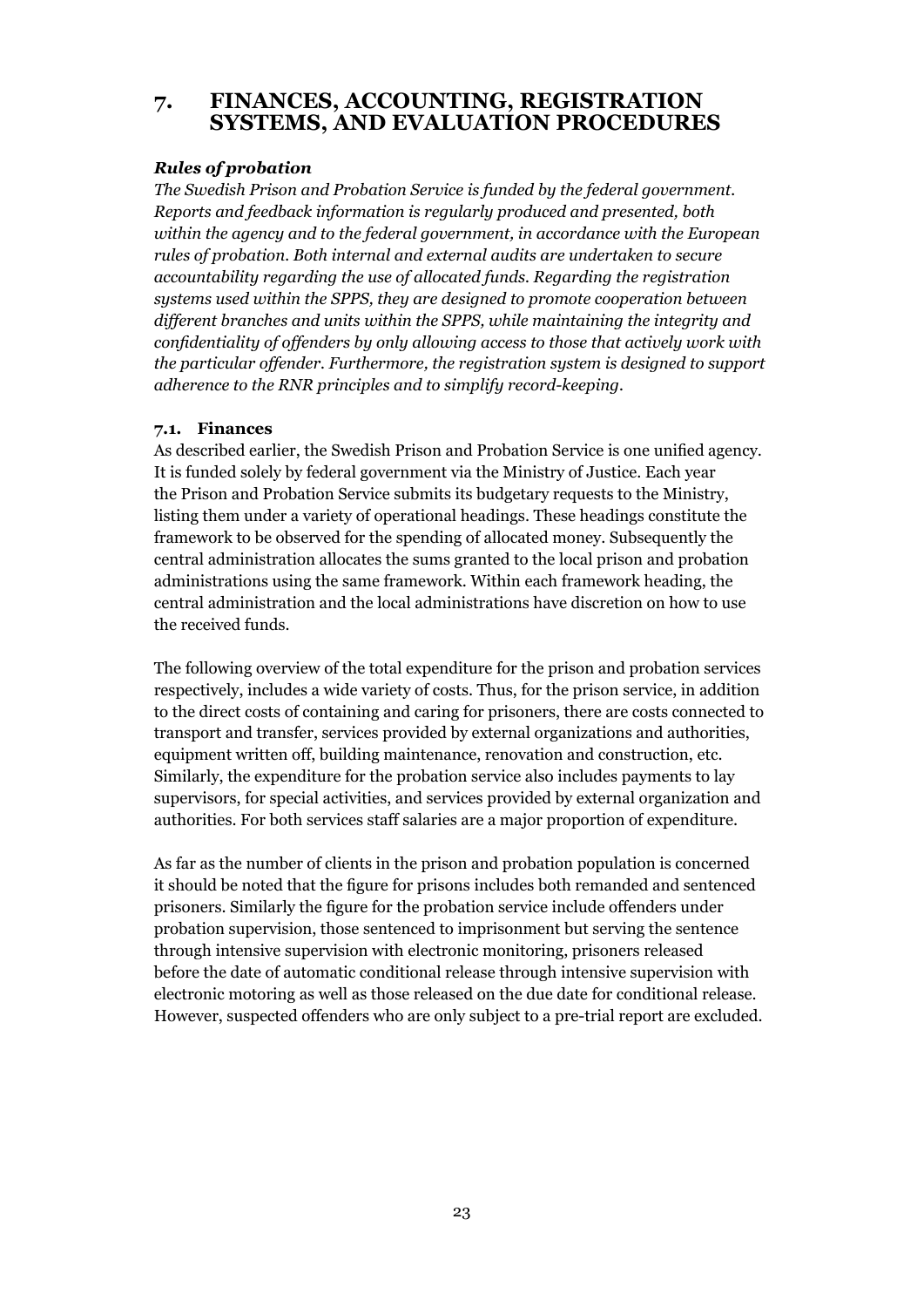// Assuming this chat goes on, any reply I write should explain its reasoning openly rather than hiding it.
# 7. FINANCES, ACCOUNTING, REGISTRATION SYSTEMS, AND EVALUATION PROCEDURES

***Rules of probation***

*The Swedish Prison and Probation Service is funded by the federal government. Reports and feedback information is regularly produced and presented, both within the agency and to the federal government, in accordance with the European rules of probation. Both internal and external audits are undertaken to secure accountability regarding the use of allocated funds. Regarding the registration systems used within the SPPS, they are designed to promote cooperation between different branches and units within the SPPS, while maintaining the integrity and confidentiality of offenders by only allowing access to those that actively work with the particular offender. Furthermore, the registration system is designed to support adherence to the RNR principles and to simplify record-keeping.*

### 7.1. Finances

As described earlier, the Swedish Prison and Probation Service is one unified agency. It is funded solely by federal government via the Ministry of Justice. Each year the Prison and Probation Service submits its budgetary requests to the Ministry, listing them under a variety of operational headings. These headings constitute the framework to be observed for the spending of allocated money. Subsequently the central administration allocates the sums granted to the local prison and probation administrations using the same framework. Within each framework heading, the central administration and the local administrations have discretion on how to use the received funds.

The following overview of the total expenditure for the prison and probation services respectively, includes a wide variety of costs. Thus, for the prison service, in addition to the direct costs of containing and caring for prisoners, there are costs connected to transport and transfer, services provided by external organizations and authorities, equipment written off, building maintenance, renovation and construction, etc. Similarly, the expenditure for the probation service also includes payments to lay supervisors, for special activities, and services provided by external organization and authorities. For both services staff salaries are a major proportion of expenditure.

As far as the number of clients in the prison and probation population is concerned it should be noted that the figure for prisons includes both remanded and sentenced prisoners. Similarly the figure for the probation service include offenders under probation supervision, those sentenced to imprisonment but serving the sentence through intensive supervision with electronic monitoring, prisoners released before the date of automatic conditional release through intensive supervision with electronic motoring as well as those released on the due date for conditional release. However, suspected offenders who are only subject to a pre-trial report are excluded.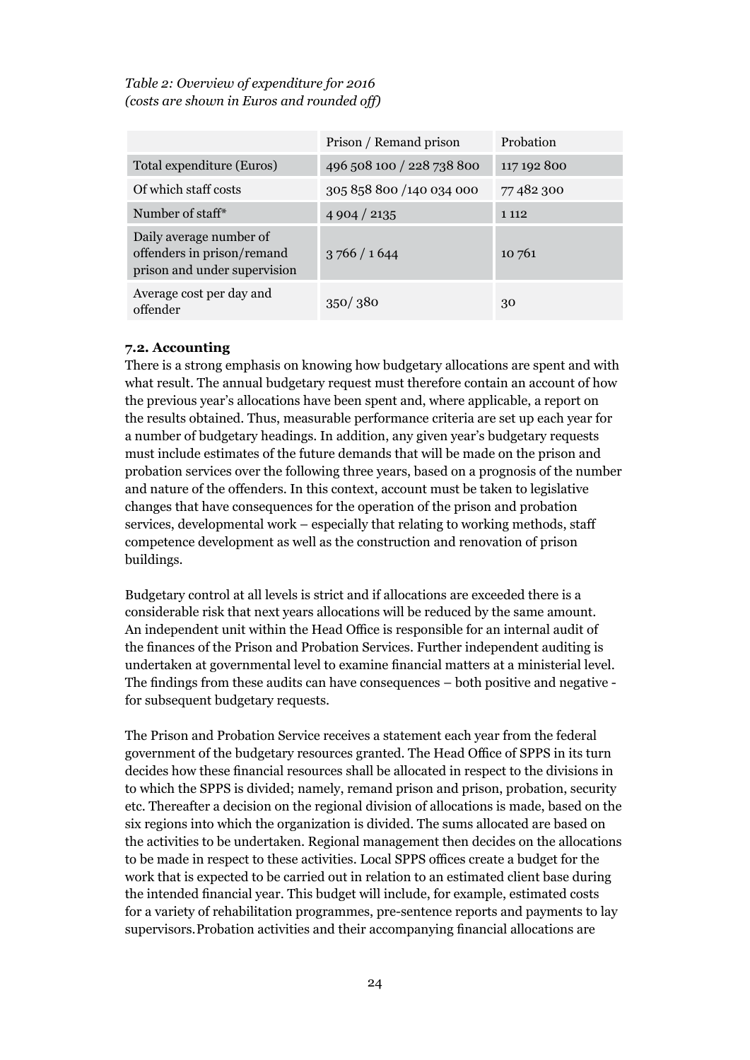*Table 2: Overview of expenditure for 2016*
*(costs are shown in Euros and rounded off)*

| | Prison / Remand prison | Probation |
|---|---|---|
| Total expenditure (Euros) | 496 508 100 / 228 738 800 | 117 192 800 |
| Of which staff costs | 305 858 800 /140 034 000 | 77 482 300 |
| Number of staff* | 4 904 / 2135 | 1 112 |
| Daily average number of offenders in prison/remand prison and under supervision | 3 766 / 1 644 | 10 761 |
| Average cost per day and offender | 350/ 380 | 30 |

**7.2. Accounting**

There is a strong emphasis on knowing how budgetary allocations are spent and with what result. The annual budgetary request must therefore contain an account of how the previous year's allocations have been spent and, where applicable, a report on the results obtained. Thus, measurable performance criteria are set up each year for a number of budgetary headings. In addition, any given year's budgetary requests must include estimates of the future demands that will be made on the prison and probation services over the following three years, based on a prognosis of the number and nature of the offenders. In this context, account must be taken to legislative changes that have consequences for the operation of the prison and probation services, developmental work – especially that relating to working methods, staff competence development as well as the construction and renovation of prison buildings.

Budgetary control at all levels is strict and if allocations are exceeded there is a considerable risk that next years allocations will be reduced by the same amount. An independent unit within the Head Office is responsible for an internal audit of the finances of the Prison and Probation Services. Further independent auditing is undertaken at governmental level to examine financial matters at a ministerial level. The findings from these audits can have consequences – both positive and negative - for subsequent budgetary requests.

The Prison and Probation Service receives a statement each year from the federal government of the budgetary resources granted. The Head Office of SPPS in its turn decides how these financial resources shall be allocated in respect to the divisions in to which the SPPS is divided; namely, remand prison and prison, probation, security etc. Thereafter a decision on the regional division of allocations is made, based on the six regions into which the organization is divided. The sums allocated are based on the activities to be undertaken. Regional management then decides on the allocations to be made in respect to these activities. Local SPPS offices create a budget for the work that is expected to be carried out in relation to an estimated client base during the intended financial year. This budget will include, for example, estimated costs for a variety of rehabilitation programmes, pre-sentence reports and payments to lay supervisors. Probation activities and their accompanying financial allocations are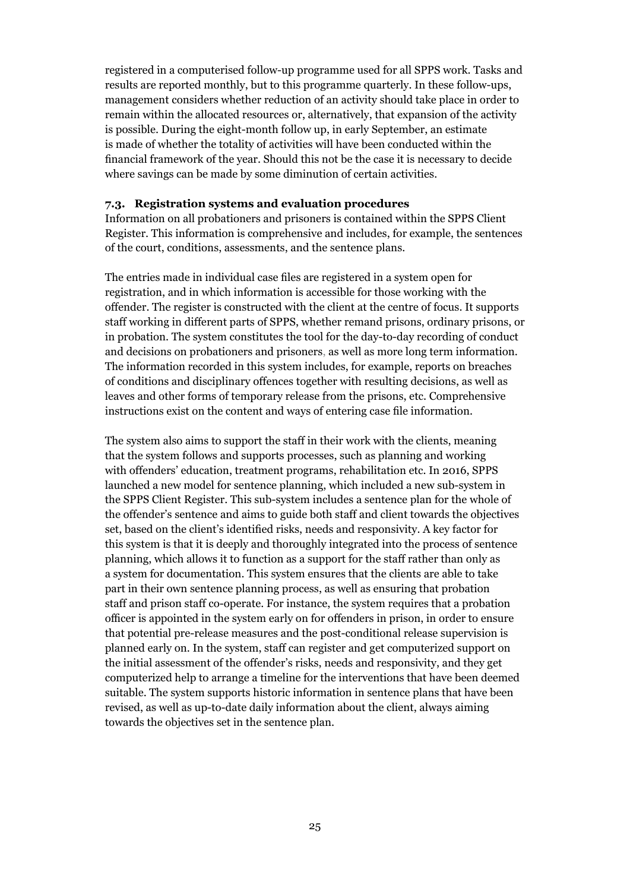registered in a computerised follow-up programme used for all SPPS work. Tasks and results are reported monthly, but to this programme quarterly. In these follow-ups, management considers whether reduction of an activity should take place in order to remain within the allocated resources or, alternatively, that expansion of the activity is possible. During the eight-month follow up, in early September, an estimate is made of whether the totality of activities will have been conducted within the financial framework of the year. Should this not be the case it is necessary to decide where savings can be made by some diminution of certain activities.

### 7.3. Registration systems and evaluation procedures

Information on all probationers and prisoners is contained within the SPPS Client Register. This information is comprehensive and includes, for example, the sentences of the court, conditions, assessments, and the sentence plans.

The entries made in individual case files are registered in a system open for registration, and in which information is accessible for those working with the offender. The register is constructed with the client at the centre of focus. It supports staff working in different parts of SPPS, whether remand prisons, ordinary prisons, or in probation. The system constitutes the tool for the day-to-day recording of conduct and decisions on probationers and prisoners, as well as more long term information. The information recorded in this system includes, for example, reports on breaches of conditions and disciplinary offences together with resulting decisions, as well as leaves and other forms of temporary release from the prisons, etc. Comprehensive instructions exist on the content and ways of entering case file information.

The system also aims to support the staff in their work with the clients, meaning that the system follows and supports processes, such as planning and working with offenders' education, treatment programs, rehabilitation etc. In 2016, SPPS launched a new model for sentence planning, which included a new sub-system in the SPPS Client Register. This sub-system includes a sentence plan for the whole of the offender's sentence and aims to guide both staff and client towards the objectives set, based on the client's identified risks, needs and responsivity. A key factor for this system is that it is deeply and thoroughly integrated into the process of sentence planning, which allows it to function as a support for the staff rather than only as a system for documentation. This system ensures that the clients are able to take part in their own sentence planning process, as well as ensuring that probation staff and prison staff co-operate. For instance, the system requires that a probation officer is appointed in the system early on for offenders in prison, in order to ensure that potential pre-release measures and the post-conditional release supervision is planned early on. In the system, staff can register and get computerized support on the initial assessment of the offender's risks, needs and responsivity, and they get computerized help to arrange a timeline for the interventions that have been deemed suitable. The system supports historic information in sentence plans that have been revised, as well as up-to-date daily information about the client, always aiming towards the objectives set in the sentence plan.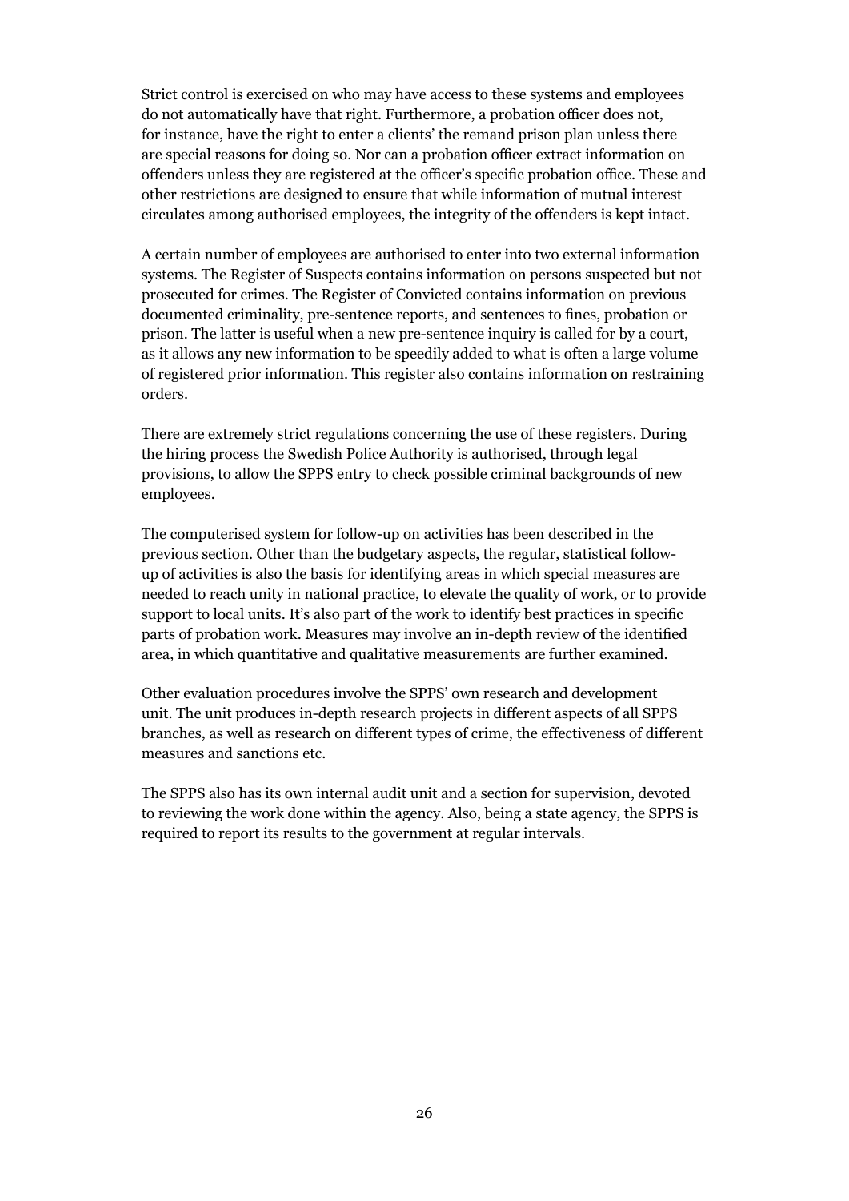Strict control is exercised on who may have access to these systems and employees do not automatically have that right. Furthermore, a probation officer does not, for instance, have the right to enter a clients' the remand prison plan unless there are special reasons for doing so. Nor can a probation officer extract information on offenders unless they are registered at the officer's specific probation office. These and other restrictions are designed to ensure that while information of mutual interest circulates among authorised employees, the integrity of the offenders is kept intact.

A certain number of employees are authorised to enter into two external information systems. The Register of Suspects contains information on persons suspected but not prosecuted for crimes. The Register of Convicted contains information on previous documented criminality, pre-sentence reports, and sentences to fines, probation or prison. The latter is useful when a new pre-sentence inquiry is called for by a court, as it allows any new information to be speedily added to what is often a large volume of registered prior information. This register also contains information on restraining orders.

There are extremely strict regulations concerning the use of these registers. During the hiring process the Swedish Police Authority is authorised, through legal provisions, to allow the SPPS entry to check possible criminal backgrounds of new employees.

The computerised system for follow-up on activities has been described in the previous section. Other than the budgetary aspects, the regular, statistical follow-up of activities is also the basis for identifying areas in which special measures are needed to reach unity in national practice, to elevate the quality of work, or to provide support to local units. It's also part of the work to identify best practices in specific parts of probation work. Measures may involve an in-depth review of the identified area, in which quantitative and qualitative measurements are further examined.

Other evaluation procedures involve the SPPS' own research and development unit. The unit produces in-depth research projects in different aspects of all SPPS branches, as well as research on different types of crime, the effectiveness of different measures and sanctions etc.

The SPPS also has its own internal audit unit and a section for supervision, devoted to reviewing the work done within the agency. Also, being a state agency, the SPPS is required to report its results to the government at regular intervals.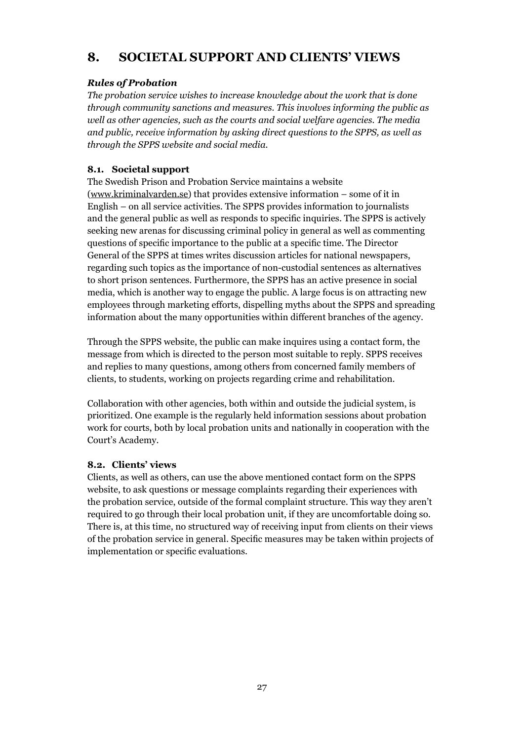# 8. SOCIETAL SUPPORT AND CLIENTS' VIEWS

***Rules of Probation***

*The probation service wishes to increase knowledge about the work that is done through community sanctions and measures. This involves informing the public as well as other agencies, such as the courts and social welfare agencies. The media and public, receive information by asking direct questions to the SPPS, as well as through the SPPS website and social media.*

### 8.1. Societal support

The Swedish Prison and Probation Service maintains a website (www.kriminalvarden.se) that provides extensive information – some of it in English – on all service activities. The SPPS provides information to journalists and the general public as well as responds to specific inquiries. The SPPS is actively seeking new arenas for discussing criminal policy in general as well as commenting questions of specific importance to the public at a specific time. The Director General of the SPPS at times writes discussion articles for national newspapers, regarding such topics as the importance of non-custodial sentences as alternatives to short prison sentences. Furthermore, the SPPS has an active presence in social media, which is another way to engage the public. A large focus is on attracting new employees through marketing efforts, dispelling myths about the SPPS and spreading information about the many opportunities within different branches of the agency.

Through the SPPS website, the public can make inquires using a contact form, the message from which is directed to the person most suitable to reply. SPPS receives and replies to many questions, among others from concerned family members of clients, to students, working on projects regarding crime and rehabilitation.

Collaboration with other agencies, both within and outside the judicial system, is prioritized. One example is the regularly held information sessions about probation work for courts, both by local probation units and nationally in cooperation with the Court's Academy.

### 8.2. Clients' views

Clients, as well as others, can use the above mentioned contact form on the SPPS website, to ask questions or message complaints regarding their experiences with the probation service, outside of the formal complaint structure. This way they aren't required to go through their local probation unit, if they are uncomfortable doing so. There is, at this time, no structured way of receiving input from clients on their views of the probation service in general. Specific measures may be taken within projects of implementation or specific evaluations.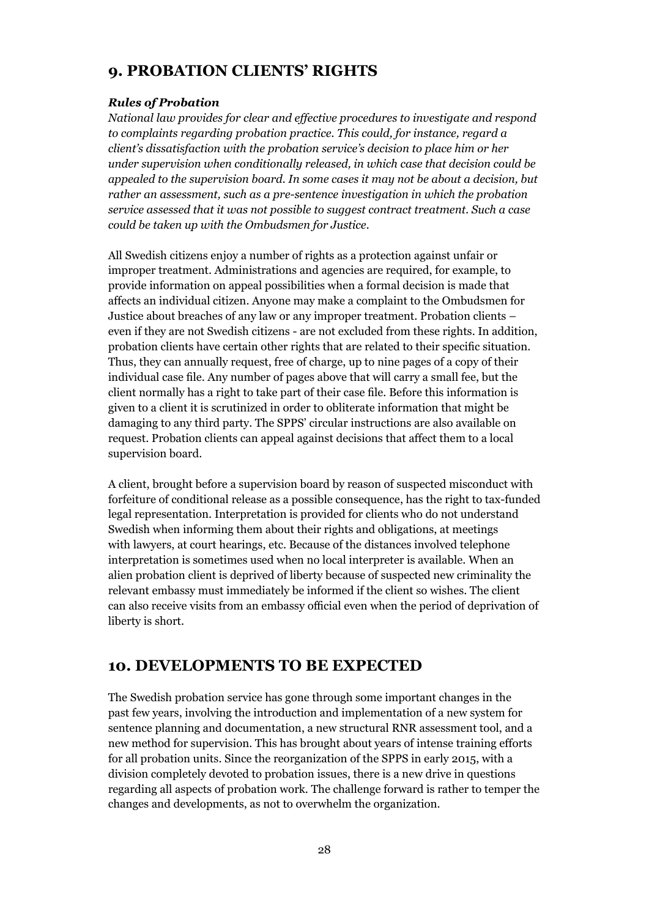## 9. PROBATION CLIENTS' RIGHTS

***Rules of Probation***

*National law provides for clear and effective procedures to investigate and respond to complaints regarding probation practice. This could, for instance, regard a client's dissatisfaction with the probation service's decision to place him or her under supervision when conditionally released, in which case that decision could be appealed to the supervision board. In some cases it may not be about a decision, but rather an assessment, such as a pre-sentence investigation in which the probation service assessed that it was not possible to suggest contract treatment. Such a case could be taken up with the Ombudsmen for Justice.*

All Swedish citizens enjoy a number of rights as a protection against unfair or improper treatment. Administrations and agencies are required, for example, to provide information on appeal possibilities when a formal decision is made that affects an individual citizen. Anyone may make a complaint to the Ombudsmen for Justice about breaches of any law or any improper treatment. Probation clients – even if they are not Swedish citizens - are not excluded from these rights. In addition, probation clients have certain other rights that are related to their specific situation. Thus, they can annually request, free of charge, up to nine pages of a copy of their individual case file. Any number of pages above that will carry a small fee, but the client normally has a right to take part of their case file. Before this information is given to a client it is scrutinized in order to obliterate information that might be damaging to any third party. The SPPS' circular instructions are also available on request. Probation clients can appeal against decisions that affect them to a local supervision board.

A client, brought before a supervision board by reason of suspected misconduct with forfeiture of conditional release as a possible consequence, has the right to tax-funded legal representation. Interpretation is provided for clients who do not understand Swedish when informing them about their rights and obligations, at meetings with lawyers, at court hearings, etc. Because of the distances involved telephone interpretation is sometimes used when no local interpreter is available. When an alien probation client is deprived of liberty because of suspected new criminality the relevant embassy must immediately be informed if the client so wishes. The client can also receive visits from an embassy official even when the period of deprivation of liberty is short.

## 10. DEVELOPMENTS TO BE EXPECTED

The Swedish probation service has gone through some important changes in the past few years, involving the introduction and implementation of a new system for sentence planning and documentation, a new structural RNR assessment tool, and a new method for supervision. This has brought about years of intense training efforts for all probation units. Since the reorganization of the SPPS in early 2015, with a division completely devoted to probation issues, there is a new drive in questions regarding all aspects of probation work. The challenge forward is rather to temper the changes and developments, as not to overwhelm the organization.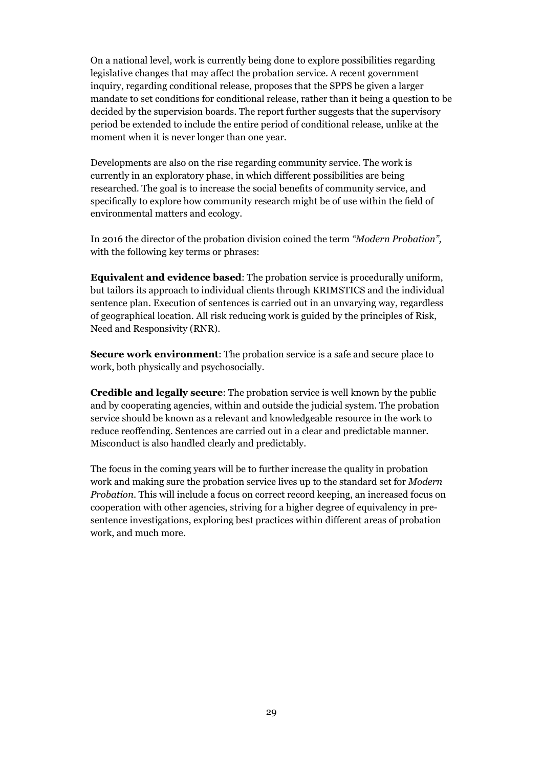On a national level, work is currently being done to explore possibilities regarding legislative changes that may affect the probation service. A recent government inquiry, regarding conditional release, proposes that the SPPS be given a larger mandate to set conditions for conditional release, rather than it being a question to be decided by the supervision boards. The report further suggests that the supervisory period be extended to include the entire period of conditional release, unlike at the moment when it is never longer than one year.

Developments are also on the rise regarding community service. The work is currently in an exploratory phase, in which different possibilities are being researched. The goal is to increase the social benefits of community service, and specifically to explore how community research might be of use within the field of environmental matters and ecology.

In 2016 the director of the probation division coined the term *"Modern Probation",* with the following key terms or phrases:

**Equivalent and evidence based**: The probation service is procedurally uniform, but tailors its approach to individual clients through KRIMSTICS and the individual sentence plan. Execution of sentences is carried out in an unvarying way, regardless of geographical location. All risk reducing work is guided by the principles of Risk, Need and Responsivity (RNR).

**Secure work environment**: The probation service is a safe and secure place to work, both physically and psychosocially.

**Credible and legally secure**: The probation service is well known by the public and by cooperating agencies, within and outside the judicial system. The probation service should be known as a relevant and knowledgeable resource in the work to reduce reoffending. Sentences are carried out in a clear and predictable manner. Misconduct is also handled clearly and predictably.

The focus in the coming years will be to further increase the quality in probation work and making sure the probation service lives up to the standard set for *Modern Probation*. This will include a focus on correct record keeping, an increased focus on cooperation with other agencies, striving for a higher degree of equivalency in pre-sentence investigations, exploring best practices within different areas of probation work, and much more.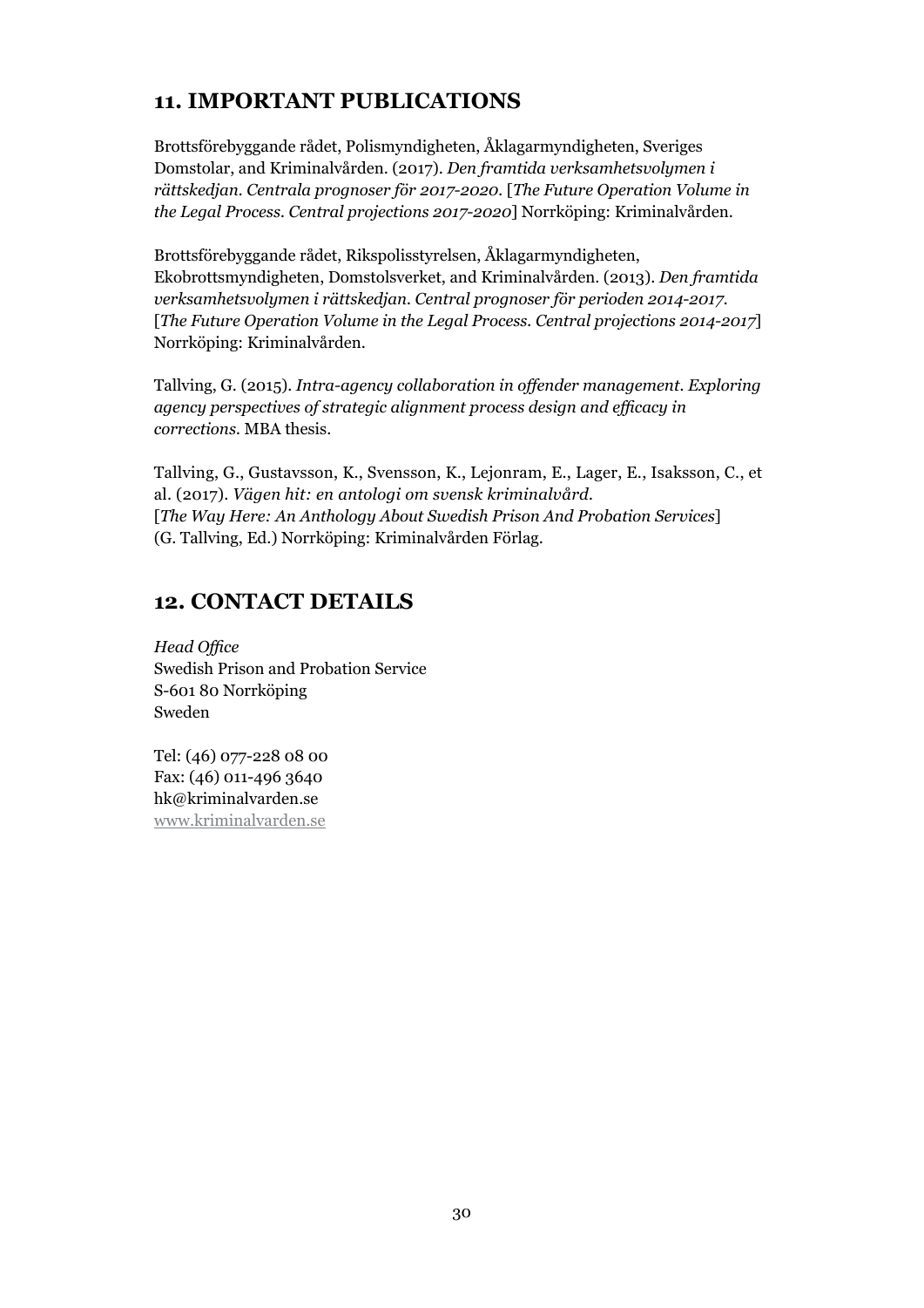## 11. IMPORTANT PUBLICATIONS

Brottsförebyggande rådet, Polismyndigheten, Åklagarmyndigheten, Sveriges Domstolar, and Kriminalvården. (2017). *Den framtida verksamhetsvolymen i rättskedjan. Centrala prognoser för 2017-2020.* [*The Future Operation Volume in the Legal Process. Central projections 2017-2020*] Norrköping: Kriminalvården.

Brottsförebyggande rådet, Rikspolisstyrelsen, Åklagarmyndigheten, Ekobrottsmyndigheten, Domstolsverket, and Kriminalvården. (2013). *Den framtida verksamhetsvolymen i rättskedjan. Central prognoser för perioden 2014-2017.* [*The Future Operation Volume in the Legal Process. Central projections 2014-2017*] Norrköping: Kriminalvården.

Tallving, G. (2015). *Intra-agency collaboration in offender management. Exploring agency perspectives of strategic alignment process design and efficacy in corrections.* MBA thesis.

Tallving, G., Gustavsson, K., Svensson, K., Lejonram, E., Lager, E., Isaksson, C., et al. (2017). *Vägen hit: en antologi om svensk kriminalvård.* [*The Way Here: An Anthology About Swedish Prison And Probation Services*] (G. Tallving, Ed.) Norrköping: Kriminalvården Förlag.

## 12. CONTACT DETAILS

*Head Office*
Swedish Prison and Probation Service
S-601 80 Norrköping
Sweden

Tel: (46) 077-228 08 00
Fax: (46) 011-496 3640
hk@kriminalvarden.se
www.kriminalvarden.se